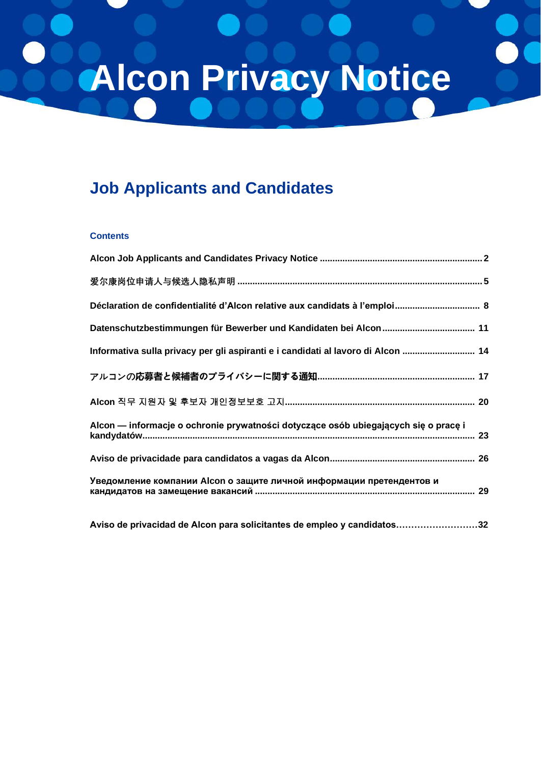# Alcon Privacy Notice

## Job Applicants and Candidates

### Contents

Alcon Job Applicants and Candidates Privacy Notice ........................................................................ 2

爱尔康岗位申请人与候选人隐私声明 .................................................................................................. 5

Déclaration de confidentialité d'Alcon relative aux candidats à l'emploi.................................. 8

Datenschutzbestimmungen für Bewerber und Kandidaten bei Alcon..................................... 11

Informativa sulla privacy per gli aspiranti e i candidati al lavoro di Alcon ............................. 14

アルコンの応募者と候補者のプライバシーに関する通知.............................................................. 17

Alcon 직무 지원자 및 후보자 개인정보보호 고지............................................................................ 20

Alcon — informacje o ochronie prywatności dotyczące osób ubiegających się o pracę i kandydatów.................................................................................................................................. 23

Aviso de privacidade para candidatos a vagas da Alcon.......................................................... 26

Уведомление компании Alcon о защите личной информации претендентов и кандидатов на замещение вакансий ....................................................................................... 29

Aviso de privacidad de Alcon para solicitantes de empleo y candidatos………………………32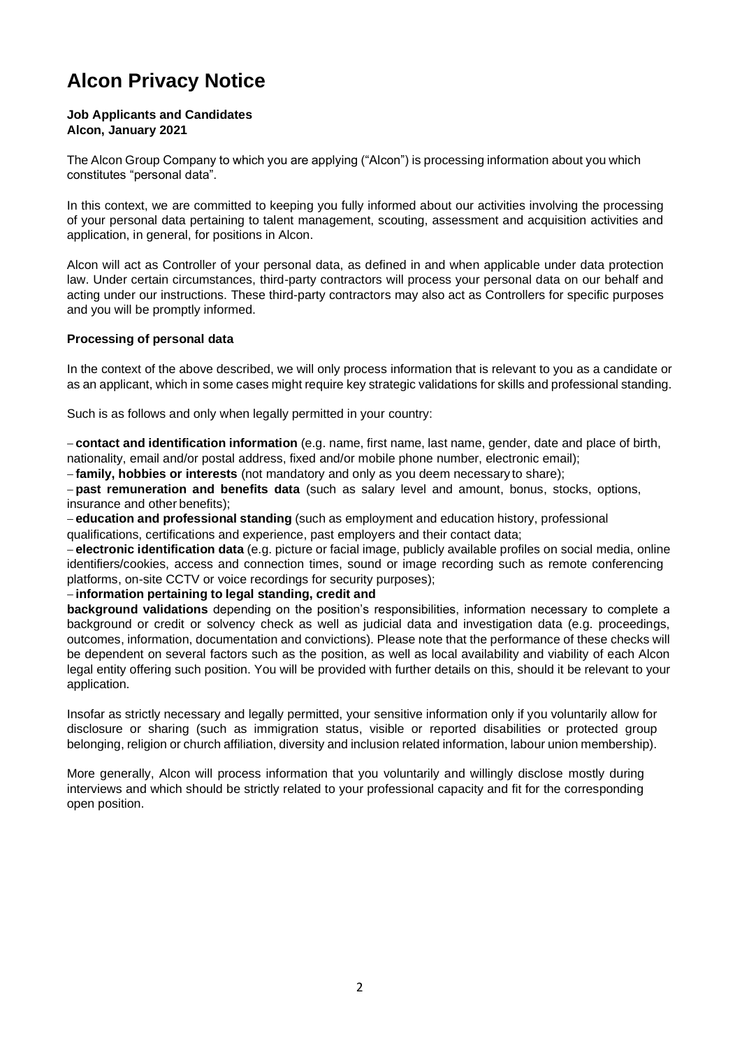# Alcon Privacy Notice

**Job Applicants and Candidates**
**Alcon, January 2021**

The Alcon Group Company to which you are applying ("Alcon") is processing information about you which constitutes "personal data".

In this context, we are committed to keeping you fully informed about our activities involving the processing of your personal data pertaining to talent management, scouting, assessment and acquisition activities and application, in general, for positions in Alcon.

Alcon will act as Controller of your personal data, as defined in and when applicable under data protection law. Under certain circumstances, third-party contractors will process your personal data on our behalf and acting under our instructions. These third-party contractors may also act as Controllers for specific purposes and you will be promptly informed.

## Processing of personal data

In the context of the above described, we will only process information that is relevant to you as a candidate or as an applicant, which in some cases might require key strategic validations for skills and professional standing.

Such is as follows and only when legally permitted in your country:

- **contact and identification information** (e.g. name, first name, last name, gender, date and place of birth, nationality, email and/or postal address, fixed and/or mobile phone number, electronic email);
- **family, hobbies or interests** (not mandatory and only as you deem necessary to share);
- **past remuneration and benefits data** (such as salary level and amount, bonus, stocks, options, insurance and other benefits);
- **education and professional standing** (such as employment and education history, professional qualifications, certifications and experience, past employers and their contact data;
- **electronic identification data** (e.g. picture or facial image, publicly available profiles on social media, online identifiers/cookies, access and connection times, sound or image recording such as remote conferencing platforms, on-site CCTV or voice recordings for security purposes);
- **information pertaining to legal standing, credit and background validations** depending on the position's responsibilities, information necessary to complete a background or credit or solvency check as well as judicial data and investigation data (e.g. proceedings, outcomes, information, documentation and convictions). Please note that the performance of these checks will be dependent on several factors such as the position, as well as local availability and viability of each Alcon legal entity offering such position. You will be provided with further details on this, should it be relevant to your application.

Insofar as strictly necessary and legally permitted, your sensitive information only if you voluntarily allow for disclosure or sharing (such as immigration status, visible or reported disabilities or protected group belonging, religion or church affiliation, diversity and inclusion related information, labour union membership).

More generally, Alcon will process information that you voluntarily and willingly disclose mostly during interviews and which should be strictly related to your professional capacity and fit for the corresponding open position.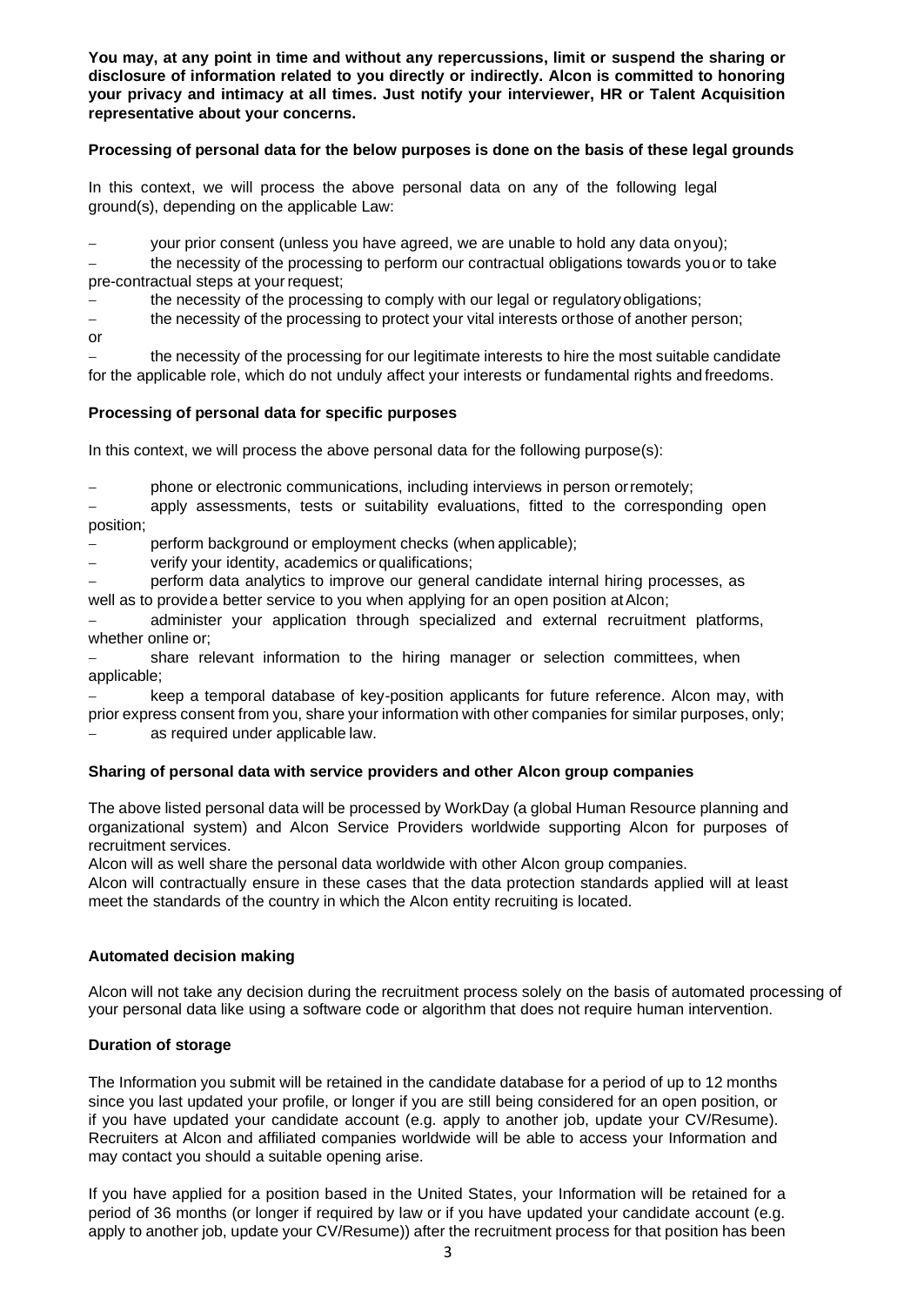**You may, at any point in time and without any repercussions, limit or suspend the sharing or disclosure of information related to you directly or indirectly. Alcon is committed to honoring your privacy and intimacy at all times. Just notify your interviewer, HR or Talent Acquisition representative about your concerns.**

**Processing of personal data for the below purposes is done on the basis of these legal grounds**

In this context, we will process the above personal data on any of the following legal ground(s), depending on the applicable Law:

- your prior consent (unless you have agreed, we are unable to hold any data on you);
- the necessity of the processing to perform our contractual obligations towards you or to take pre-contractual steps at your request;
- the necessity of the processing to comply with our legal or regulatory obligations;
- the necessity of the processing to protect your vital interests or those of another person; or
- the necessity of the processing for our legitimate interests to hire the most suitable candidate for the applicable role, which do not unduly affect your interests or fundamental rights and freedoms.

**Processing of personal data for specific purposes**

In this context, we will process the above personal data for the following purpose(s):

- phone or electronic communications, including interviews in person or remotely;
- apply assessments, tests or suitability evaluations, fitted to the corresponding open position;
- perform background or employment checks (when applicable);
- verify your identity, academics or qualifications;
- perform data analytics to improve our general candidate internal hiring processes, as well as to provide a better service to you when applying for an open position at Alcon;
- administer your application through specialized and external recruitment platforms, whether online or;
- share relevant information to the hiring manager or selection committees, when applicable;
- keep a temporal database of key-position applicants for future reference. Alcon may, with prior express consent from you, share your information with other companies for similar purposes, only;
- as required under applicable law.

**Sharing of personal data with service providers and other Alcon group companies**

The above listed personal data will be processed by WorkDay (a global Human Resource planning and organizational system) and Alcon Service Providers worldwide supporting Alcon for purposes of recruitment services.

Alcon will as well share the personal data worldwide with other Alcon group companies.

Alcon will contractually ensure in these cases that the data protection standards applied will at least meet the standards of the country in which the Alcon entity recruiting is located.

**Automated decision making**

Alcon will not take any decision during the recruitment process solely on the basis of automated processing of your personal data like using a software code or algorithm that does not require human intervention.

**Duration of storage**

The Information you submit will be retained in the candidate database for a period of up to 12 months since you last updated your profile, or longer if you are still being considered for an open position, or if you have updated your candidate account (e.g. apply to another job, update your CV/Resume). Recruiters at Alcon and affiliated companies worldwide will be able to access your Information and may contact you should a suitable opening arise.

If you have applied for a position based in the United States, your Information will be retained for a period of 36 months (or longer if required by law or if you have updated your candidate account (e.g. apply to another job, update your CV/Resume)) after the recruitment process for that position has been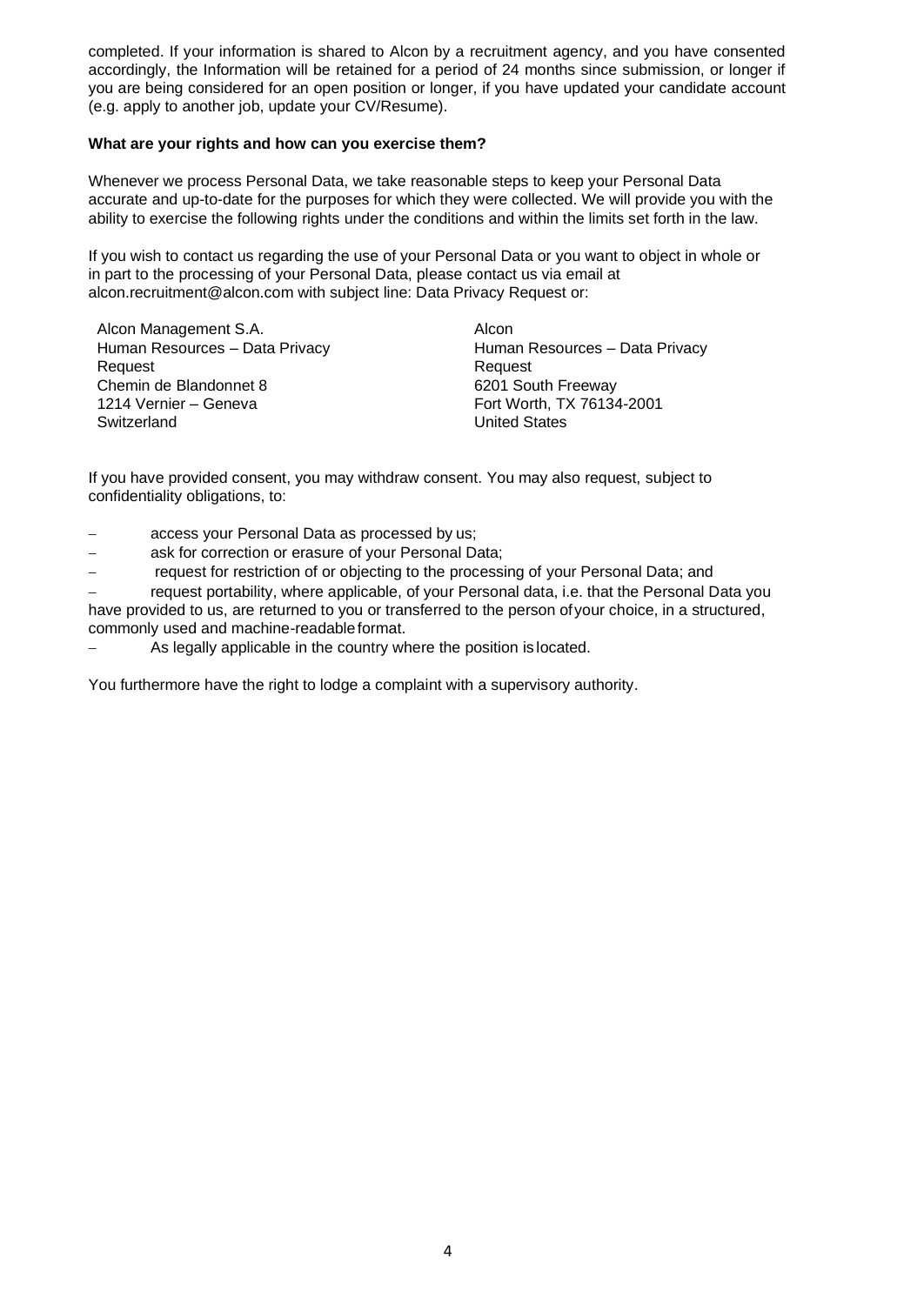completed. If your information is shared to Alcon by a recruitment agency, and you have consented accordingly, the Information will be retained for a period of 24 months since submission, or longer if you are being considered for an open position or longer, if you have updated your candidate account (e.g. apply to another job, update your CV/Resume).

**What are your rights and how can you exercise them?**

Whenever we process Personal Data, we take reasonable steps to keep your Personal Data accurate and up-to-date for the purposes for which they were collected. We will provide you with the ability to exercise the following rights under the conditions and within the limits set forth in the law.

If you wish to contact us regarding the use of your Personal Data or you want to object in whole or in part to the processing of your Personal Data, please contact us via email at alcon.recruitment@alcon.com with subject line: Data Privacy Request or:

Alcon Management S.A.
Human Resources – Data Privacy Request
Chemin de Blandonnet 8
1214 Vernier – Geneva
Switzerland

Alcon
Human Resources – Data Privacy Request
6201 South Freeway
Fort Worth, TX 76134-2001
United States

If you have provided consent, you may withdraw consent. You may also request, subject to confidentiality obligations, to:

- access your Personal Data as processed by us;
- ask for correction or erasure of your Personal Data;
- request for restriction of or objecting to the processing of your Personal Data; and
- request portability, where applicable, of your Personal data, i.e. that the Personal Data you have provided to us, are returned to you or transferred to the person of your choice, in a structured, commonly used and machine-readable format.
- As legally applicable in the country where the position is located.

You furthermore have the right to lodge a complaint with a supervisory authority.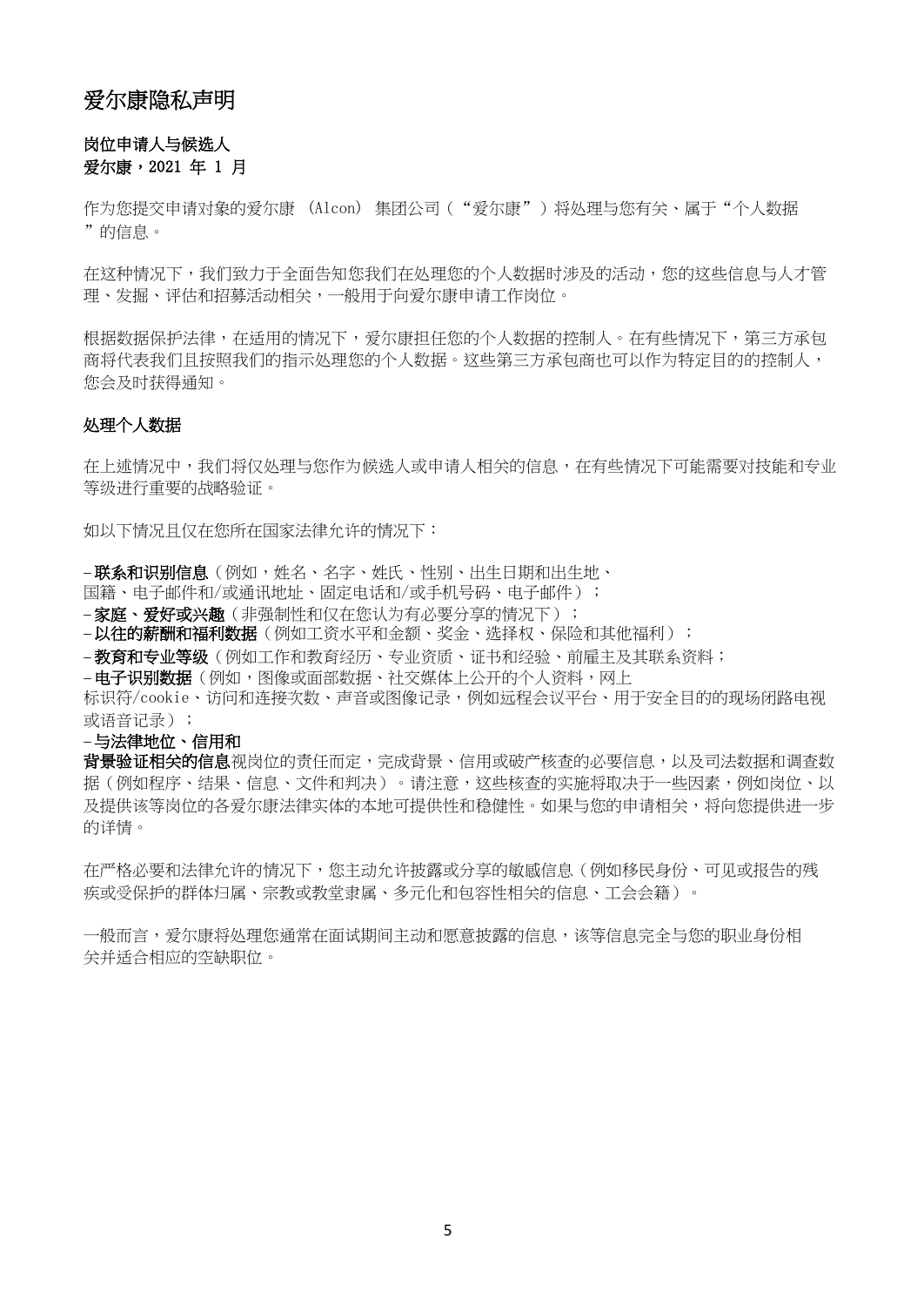# 爱尔康隐私声明

**岗位申请人与候选人**
**爱尔康，2021 年 1 月**

作为您提交申请对象的爱尔康 (Alcon) 集团公司（“爱尔康”）将处理与您有关、属于“个人数据”的信息。

在这种情况下，我们致力于全面告知您我们在处理您的个人数据时涉及的活动，您的这些信息与人才管理、发掘、评估和招募活动相关，一般用于向爱尔康申请工作岗位。

根据数据保护法律，在适用的情况下，爱尔康担任您的个人数据的控制人。在有些情况下，第三方承包商将代表我们且按照我们的指示处理您的个人数据。这些第三方承包商也可以作为特定目的的控制人，您会及时获得通知。

**处理个人数据**

在上述情况中，我们将仅处理与您作为候选人或申请人相关的信息，在有些情况下可能需要对技能和专业等级进行重要的战略验证。

如以下情况且仅在您所在国家法律允许的情况下：

- **联系和识别信息**（例如，姓名、名字、姓氏、性别、出生日期和出生地、国籍、电子邮件和/或通讯地址、固定电话和/或手机号码、电子邮件）；
- **家庭、爱好或兴趣**（非强制性和仅在您认为有必要分享的情况下）；
- **以往的薪酬和福利数据**（例如工资水平和金额、奖金、选择权、保险和其他福利）；
- **教育和专业等级**（例如工作和教育经历、专业资质、证书和经验、前雇主及其联系资料；
- **电子识别数据**（例如，图像或面部数据、社交媒体上公开的个人资料，网上标识符/cookie、访问和连接次数、声音或图像记录，例如远程会议平台、用于安全目的的现场闭路电视或语音记录）；
- **与法律地位、信用和背景验证相关的信息**视岗位的责任而定，完成背景、信用或破产核查的必要信息，以及司法数据和调查数据（例如程序、结果、信息、文件和判决）。请注意，这些核查的实施将取决于一些因素，例如岗位、以及提供该等岗位的各爱尔康法律实体的本地可提供性和稳健性。如果与您的申请相关，将向您提供进一步的详情。

在严格必要和法律允许的情况下，您主动允许披露或分享的敏感信息（例如移民身份、可见或报告的残疾或受保护的群体归属、宗教或教堂隶属、多元化和包容性相关的信息、工会会籍）。

一般而言，爱尔康将处理您通常在面试期间主动和愿意披露的信息，该等信息完全与您的职业身份相关并适合相应的空缺职位。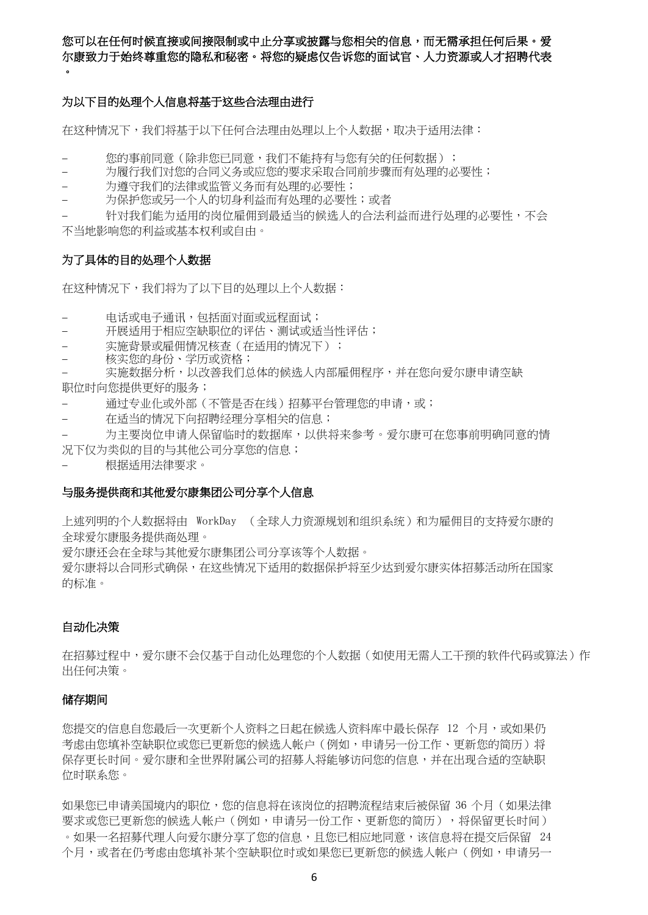**您可以在任何时候直接或间接限制或中止分享或披露与您相关的信息，而无需承担任何后果。爱尔康致力于始终尊重您的隐私和秘密。将您的疑虑仅告诉您的面试官、人力资源或人才招聘代表。**

**为以下目的处理个人信息将基于这些合法理由进行**

在这种情况下，我们将基于以下任何合法理由处理以上个人数据，取决于适用法律：

- 您的事前同意（除非您已同意，我们不能持有与您有关的任何数据）；
- 为履行我们对您的合同义务或应您的要求采取合同前步骤而有处理的必要性；
- 为遵守我们的法律或监管义务而有处理的必要性；
- 为保护您或另一个人的切身利益而有处理的必要性；或者
- 针对我们能为适用的岗位雇佣到最适当的候选人的合法利益而进行处理的必要性，不会不当地影响您的利益或基本权利或自由。

**为了具体的目的处理个人数据**

在这种情况下，我们将为了以下目的处理以上个人数据：

- 电话或电子通讯，包括面对面或远程面试；
- 开展适用于相应空缺职位的评估、测试或适当性评估；
- 实施背景或雇佣情况核查（在适用的情况下）；
- 核实您的身份、学历或资格；
- 实施数据分析，以改善我们总体的候选人内部雇佣程序，并在您向爱尔康申请空缺职位时向您提供更好的服务；
- 通过专业化或外部（不管是否在线）招募平台管理您的申请，或；
- 在适当的情况下向招聘经理分享相关的信息；
- 为主要岗位申请人保留临时的数据库，以供将来参考。爱尔康可在您事前明确同意的情况下仅为类似的目的与其他公司分享您的信息；
- 根据适用法律要求。

**与服务提供商和其他爱尔康集团公司分享个人信息**

上述列明的个人数据将由 WorkDay （全球人力资源规划和组织系统）和为雇佣目的支持爱尔康的全球爱尔康服务提供商处理。
爱尔康还会在全球与其他爱尔康集团公司分享该等个人数据。
爱尔康将以合同形式确保，在这些情况下适用的数据保护将至少达到爱尔康实体招募活动所在国家的标准。

**自动化决策**

在招募过程中，爱尔康不会仅基于自动化处理您的个人数据（如使用无需人工干预的软件代码或算法）作出任何决策。

**储存期间**

您提交的信息自您最后一次更新个人资料之日起在候选人资料库中最长保存 12 个月，或如果仍考虑由您填补空缺职位或您已更新您的候选人帐户（例如，申请另一份工作、更新您的简历）将保存更长时间。爱尔康和全世界附属公司的招募人将能够访问您的信息，并在出现合适的空缺职位时联系您。

如果您已申请美国境内的职位，您的信息将在该岗位的招聘流程结束后被保留 36 个月（如果法律要求或您已更新您的候选人帐户（例如，申请另一份工作、更新您的简历），将保留更长时间）。如果一名招募代理人向爱尔康分享了您的信息，且您已相应地同意，该信息将在提交后保留 24 个月，或者在仍考虑由您填补某个空缺职位时或如果您已更新您的候选人帐户（例如，申请另一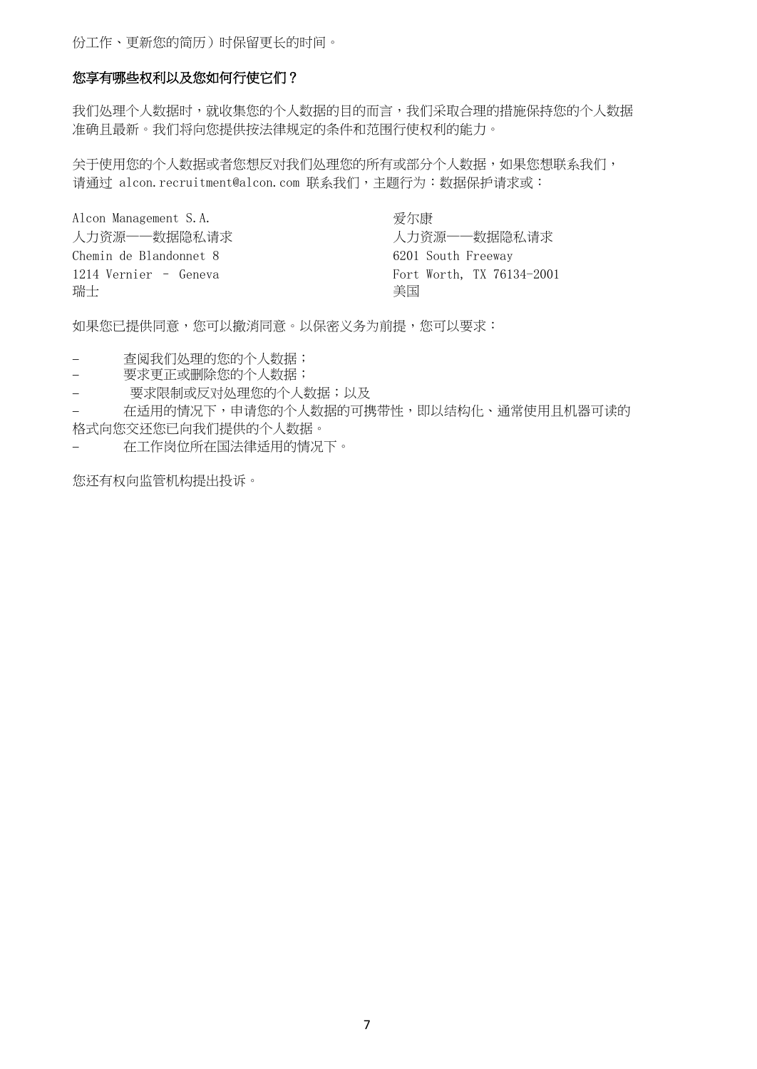份工作、更新您的简历）时保留更长的时间。

**您享有哪些权利以及您如何行使它们？**

我们处理个人数据时，就收集您的个人数据的目的而言，我们采取合理的措施保持您的个人数据准确且最新。我们将向您提供按法律规定的条件和范围行使权利的能力。

关于使用您的个人数据或者您想反对我们处理您的所有或部分个人数据，如果您想联系我们，请通过 alcon.recruitment@alcon.com 联系我们，主题行为：数据保护请求或：

| | |
|---|---|
| Alcon Management S.A. | 爱尔康 |
| 人力资源——数据隐私请求 | 人力资源——数据隐私请求 |
| Chemin de Blandonnet 8 | 6201 South Freeway |
| 1214 Vernier – Geneva | Fort Worth, TX 76134-2001 |
| 瑞士 | 美国 |

如果您已提供同意，您可以撤消同意。以保密义务为前提，您可以要求：

- 查阅我们处理的您的个人数据；
- 要求更正或删除您的个人数据；
- 要求限制或反对处理您的个人数据；以及
- 在适用的情况下，申请您的个人数据的可携带性，即以结构化、通常使用且机器可读的格式向您交还您已向我们提供的个人数据。
- 在工作岗位所在国法律适用的情况下。

您还有权向监管机构提出投诉。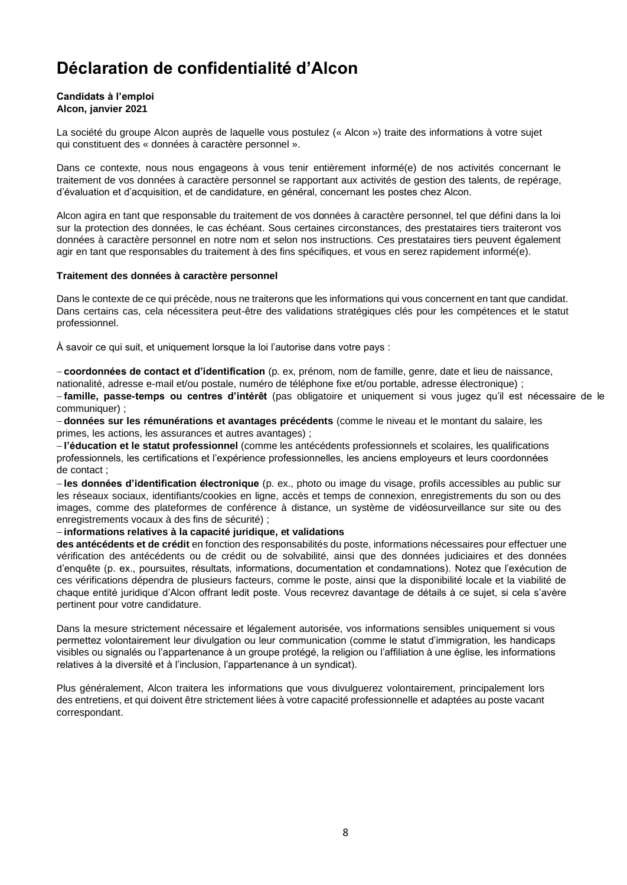# Déclaration de confidentialité d'Alcon

**Candidats à l'emploi**
**Alcon, janvier 2021**

La société du groupe Alcon auprès de laquelle vous postulez (« Alcon ») traite des informations à votre sujet qui constituent des « données à caractère personnel ».

Dans ce contexte, nous nous engageons à vous tenir entièrement informé(e) de nos activités concernant le traitement de vos données à caractère personnel se rapportant aux activités de gestion des talents, de repérage, d'évaluation et d'acquisition, et de candidature, en général, concernant les postes chez Alcon.

Alcon agira en tant que responsable du traitement de vos données à caractère personnel, tel que défini dans la loi sur la protection des données, le cas échéant. Sous certaines circonstances, des prestataires tiers traiteront vos données à caractère personnel en notre nom et selon nos instructions. Ces prestataires tiers peuvent également agir en tant que responsables du traitement à des fins spécifiques, et vous en serez rapidement informé(e).

**Traitement des données à caractère personnel**

Dans le contexte de ce qui précède, nous ne traiterons que les informations qui vous concernent en tant que candidat. Dans certains cas, cela nécessitera peut-être des validations stratégiques clés pour les compétences et le statut professionnel.

À savoir ce qui suit, et uniquement lorsque la loi l'autorise dans votre pays :

– **coordonnées de contact et d'identification** (p. ex, prénom, nom de famille, genre, date et lieu de naissance, nationalité, adresse e-mail et/ou postale, numéro de téléphone fixe et/ou portable, adresse électronique) ;

– **famille, passe-temps ou centres d'intérêt** (pas obligatoire et uniquement si vous jugez qu'il est nécessaire de le communiquer) ;

– **données sur les rémunérations et avantages précédents** (comme le niveau et le montant du salaire, les primes, les actions, les assurances et autres avantages) ;

– **l'éducation et le statut professionnel** (comme les antécédents professionnels et scolaires, les qualifications professionnels, les certifications et l'expérience professionnelles, les anciens employeurs et leurs coordonnées de contact ;

– **les données d'identification électronique** (p. ex., photo ou image du visage, profils accessibles au public sur les réseaux sociaux, identifiants/cookies en ligne, accès et temps de connexion, enregistrements du son ou des images, comme des plateformes de conférence à distance, un système de vidéosurveillance sur site ou des enregistrements vocaux à des fins de sécurité) ;

– **informations relatives à la capacité juridique, et validations des antécédents et de crédit** en fonction des responsabilités du poste, informations nécessaires pour effectuer une vérification des antécédents ou de crédit ou de solvabilité, ainsi que des données judiciaires et des données d'enquête (p. ex., poursuites, résultats, informations, documentation et condamnations). Notez que l'exécution de ces vérifications dépendra de plusieurs facteurs, comme le poste, ainsi que la disponibilité locale et la viabilité de chaque entité juridique d'Alcon offrant ledit poste. Vous recevrez davantage de détails à ce sujet, si cela s'avère pertinent pour votre candidature.

Dans la mesure strictement nécessaire et légalement autorisée, vos informations sensibles uniquement si vous permettez volontairement leur divulgation ou leur communication (comme le statut d'immigration, les handicaps visibles ou signalés ou l'appartenance à un groupe protégé, la religion ou l'affiliation à une église, les informations relatives à la diversité et à l'inclusion, l'appartenance à un syndicat).

Plus généralement, Alcon traitera les informations que vous divulguerez volontairement, principalement lors des entretiens, et qui doivent être strictement liées à votre capacité professionnelle et adaptées au poste vacant correspondant.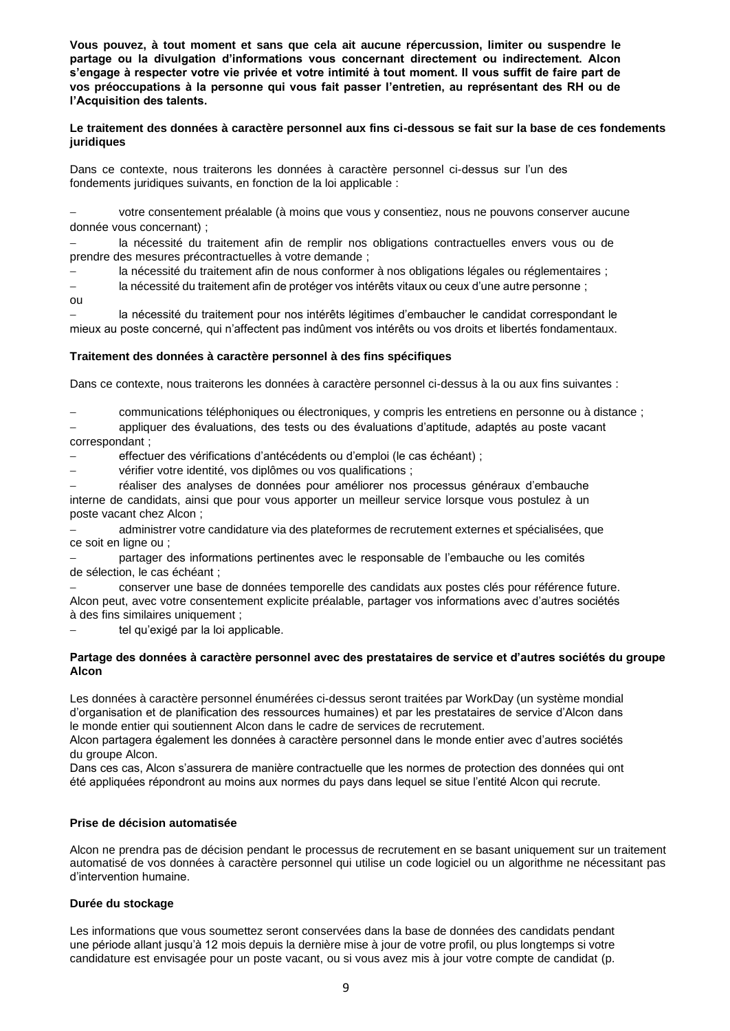**Vous pouvez, à tout moment et sans que cela ait aucune répercussion, limiter ou suspendre le partage ou la divulgation d'informations vous concernant directement ou indirectement. Alcon s'engage à respecter votre vie privée et votre intimité à tout moment. Il vous suffit de faire part de vos préoccupations à la personne qui vous fait passer l'entretien, au représentant des RH ou de l'Acquisition des talents.**

**Le traitement des données à caractère personnel aux fins ci-dessous se fait sur la base de ces fondements juridiques**

Dans ce contexte, nous traiterons les données à caractère personnel ci-dessus sur l'un des fondements juridiques suivants, en fonction de la loi applicable :

- votre consentement préalable (à moins que vous y consentiez, nous ne pouvons conserver aucune donnée vous concernant) ;
- la nécessité du traitement afin de remplir nos obligations contractuelles envers vous ou de prendre des mesures précontractuelles à votre demande ;
- la nécessité du traitement afin de nous conformer à nos obligations légales ou réglementaires ;
- la nécessité du traitement afin de protéger vos intérêts vitaux ou ceux d'une autre personne ; ou
- la nécessité du traitement pour nos intérêts légitimes d'embaucher le candidat correspondant le mieux au poste concerné, qui n'affectent pas indûment vos intérêts ou vos droits et libertés fondamentaux.

**Traitement des données à caractère personnel à des fins spécifiques**

Dans ce contexte, nous traiterons les données à caractère personnel ci-dessus à la ou aux fins suivantes :

- communications téléphoniques ou électroniques, y compris les entretiens en personne ou à distance ;
- appliquer des évaluations, des tests ou des évaluations d'aptitude, adaptés au poste vacant correspondant ;
- effectuer des vérifications d'antécédents ou d'emploi (le cas échéant) ;
- vérifier votre identité, vos diplômes ou vos qualifications ;
- réaliser des analyses de données pour améliorer nos processus généraux d'embauche interne de candidats, ainsi que pour vous apporter un meilleur service lorsque vous postulez à un poste vacant chez Alcon ;
- administrer votre candidature via des plateformes de recrutement externes et spécialisées, que ce soit en ligne ou ;
- partager des informations pertinentes avec le responsable de l'embauche ou les comités de sélection, le cas échéant ;
- conserver une base de données temporelle des candidats aux postes clés pour référence future. Alcon peut, avec votre consentement explicite préalable, partager vos informations avec d'autres sociétés à des fins similaires uniquement ;
- tel qu'exigé par la loi applicable.

**Partage des données à caractère personnel avec des prestataires de service et d'autres sociétés du groupe Alcon**

Les données à caractère personnel énumérées ci-dessus seront traitées par WorkDay (un système mondial d'organisation et de planification des ressources humaines) et par les prestataires de service d'Alcon dans le monde entier qui soutiennent Alcon dans le cadre de services de recrutement.
Alcon partagera également les données à caractère personnel dans le monde entier avec d'autres sociétés du groupe Alcon.
Dans ces cas, Alcon s'assurera de manière contractuelle que les normes de protection des données qui ont été appliquées répondront au moins aux normes du pays dans lequel se situe l'entité Alcon qui recrute.

**Prise de décision automatisée**

Alcon ne prendra pas de décision pendant le processus de recrutement en se basant uniquement sur un traitement automatisé de vos données à caractère personnel qui utilise un code logiciel ou un algorithme ne nécessitant pas d'intervention humaine.

**Durée du stockage**

Les informations que vous soumettez seront conservées dans la base de données des candidats pendant une période allant jusqu'à 12 mois depuis la dernière mise à jour de votre profil, ou plus longtemps si votre candidature est envisagée pour un poste vacant, ou si vous avez mis à jour votre compte de candidat (p.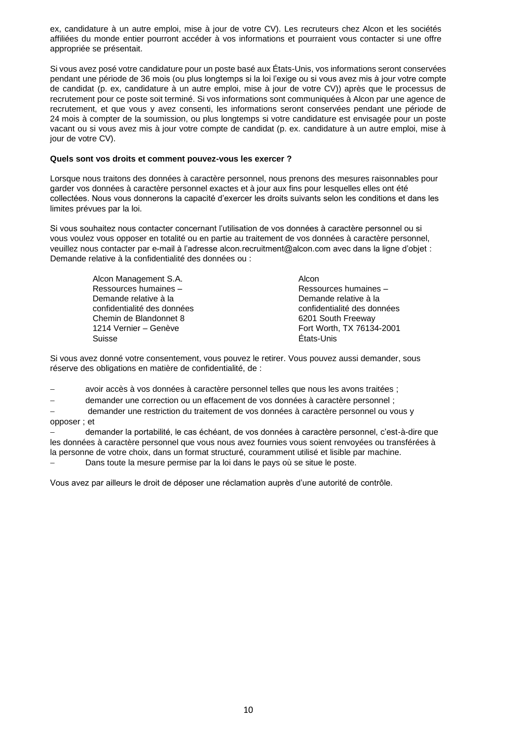ex, candidature à un autre emploi, mise à jour de votre CV). Les recruteurs chez Alcon et les sociétés affiliées du monde entier pourront accéder à vos informations et pourraient vous contacter si une offre appropriée se présentait.

Si vous avez posé votre candidature pour un poste basé aux États-Unis, vos informations seront conservées pendant une période de 36 mois (ou plus longtemps si la loi l'exige ou si vous avez mis à jour votre compte de candidat (p. ex, candidature à un autre emploi, mise à jour de votre CV)) après que le processus de recrutement pour ce poste soit terminé. Si vos informations sont communiquées à Alcon par une agence de recrutement, et que vous y avez consenti, les informations seront conservées pendant une période de 24 mois à compter de la soumission, ou plus longtemps si votre candidature est envisagée pour un poste vacant ou si vous avez mis à jour votre compte de candidat (p. ex. candidature à un autre emploi, mise à jour de votre CV).

**Quels sont vos droits et comment pouvez-vous les exercer ?**

Lorsque nous traitons des données à caractère personnel, nous prenons des mesures raisonnables pour garder vos données à caractère personnel exactes et à jour aux fins pour lesquelles elles ont été collectées. Nous vous donnerons la capacité d'exercer les droits suivants selon les conditions et dans les limites prévues par la loi.

Si vous souhaitez nous contacter concernant l'utilisation de vos données à caractère personnel ou si vous voulez vous opposer en totalité ou en partie au traitement de vos données à caractère personnel, veuillez nous contacter par e-mail à l'adresse alcon.recruitment@alcon.com avec dans la ligne d'objet : Demande relative à la confidentialité des données ou :

Alcon Management S.A.
Ressources humaines –
Demande relative à la
confidentialité des données
Chemin de Blandonnet 8
1214 Vernier – Genève
Suisse

Alcon
Ressources humaines –
Demande relative à la
confidentialité des données
6201 South Freeway
Fort Worth, TX 76134-2001
États-Unis

Si vous avez donné votre consentement, vous pouvez le retirer. Vous pouvez aussi demander, sous réserve des obligations en matière de confidentialité, de :

- avoir accès à vos données à caractère personnel telles que nous les avons traitées ;
- demander une correction ou un effacement de vos données à caractère personnel ;
- demander une restriction du traitement de vos données à caractère personnel ou vous y opposer ; et
- demander la portabilité, le cas échéant, de vos données à caractère personnel, c'est-à-dire que les données à caractère personnel que vous nous avez fournies vous soient renvoyées ou transférées à la personne de votre choix, dans un format structuré, couramment utilisé et lisible par machine.
- Dans toute la mesure permise par la loi dans le pays où se situe le poste.

Vous avez par ailleurs le droit de déposer une réclamation auprès d'une autorité de contrôle.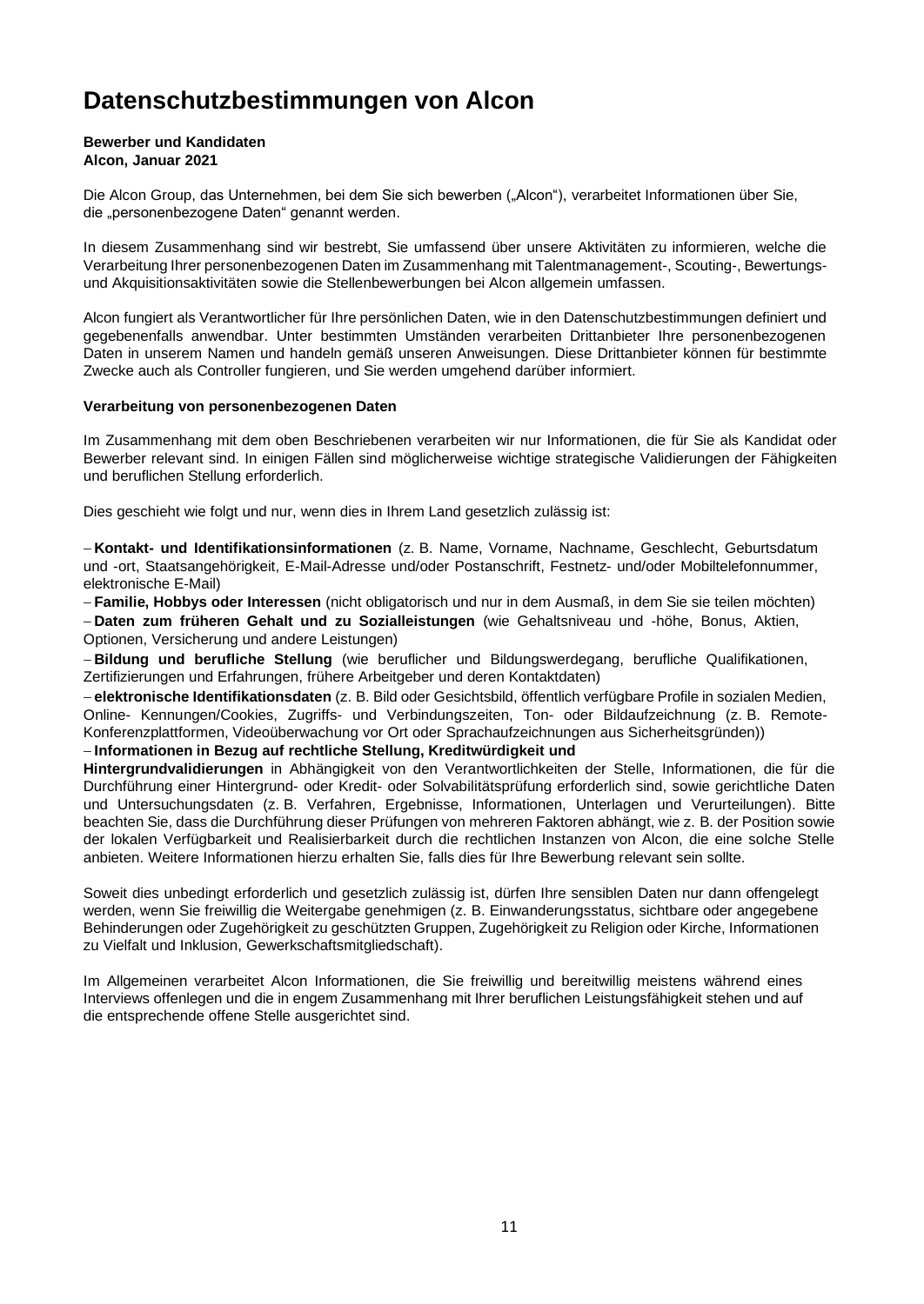# Datenschutzbestimmungen von Alcon

**Bewerber und Kandidaten**
**Alcon, Januar 2021**

Die Alcon Group, das Unternehmen, bei dem Sie sich bewerben („Alcon"), verarbeitet Informationen über Sie, die „personenbezogene Daten" genannt werden.

In diesem Zusammenhang sind wir bestrebt, Sie umfassend über unsere Aktivitäten zu informieren, welche die Verarbeitung Ihrer personenbezogenen Daten im Zusammenhang mit Talentmanagement-, Scouting-, Bewertungs- und Akquisitionsaktivitäten sowie die Stellenbewerbungen bei Alcon allgemein umfassen.

Alcon fungiert als Verantwortlicher für Ihre persönlichen Daten, wie in den Datenschutzbestimmungen definiert und gegebenenfalls anwendbar. Unter bestimmten Umständen verarbeiten Drittanbieter Ihre personenbezogenen Daten in unserem Namen und handeln gemäß unseren Anweisungen. Diese Drittanbieter können für bestimmte Zwecke auch als Controller fungieren, und Sie werden umgehend darüber informiert.

**Verarbeitung von personenbezogenen Daten**

Im Zusammenhang mit dem oben Beschriebenen verarbeiten wir nur Informationen, die für Sie als Kandidat oder Bewerber relevant sind. In einigen Fällen sind möglicherweise wichtige strategische Validierungen der Fähigkeiten und beruflichen Stellung erforderlich.

Dies geschieht wie folgt und nur, wenn dies in Ihrem Land gesetzlich zulässig ist:

– **Kontakt- und Identifikationsinformationen** (z. B. Name, Vorname, Nachname, Geschlecht, Geburtsdatum und -ort, Staatsangehörigkeit, E-Mail-Adresse und/oder Postanschrift, Festnetz- und/oder Mobiltelefonnummer, elektronische E-Mail)
– **Familie, Hobbys oder Interessen** (nicht obligatorisch und nur in dem Ausmaß, in dem Sie sie teilen möchten)
– **Daten zum früheren Gehalt und zu Sozialleistungen** (wie Gehaltsniveau und -höhe, Bonus, Aktien, Optionen, Versicherung und andere Leistungen)
– **Bildung und berufliche Stellung** (wie beruflicher und Bildungswerdegang, berufliche Qualifikationen, Zertifizierungen und Erfahrungen, frühere Arbeitgeber und deren Kontaktdaten)
– **elektronische Identifikationsdaten** (z. B. Bild oder Gesichtsbild, öffentlich verfügbare Profile in sozialen Medien, Online- Kennungen/Cookies, Zugriffs- und Verbindungszeiten, Ton- oder Bildaufzeichnung (z. B. Remote-Konferenzplattformen, Videoüberwachung vor Ort oder Sprachaufzeichnungen aus Sicherheitsgründen))
– **Informationen in Bezug auf rechtliche Stellung, Kreditwürdigkeit und Hintergrundvalidierungen** in Abhängigkeit von den Verantwortlichkeiten der Stelle, Informationen, die für die Durchführung einer Hintergrund- oder Kredit- oder Solvabilitätsprüfung erforderlich sind, sowie gerichtliche Daten und Untersuchungsdaten (z. B. Verfahren, Ergebnisse, Informationen, Unterlagen und Verurteilungen). Bitte beachten Sie, dass die Durchführung dieser Prüfungen von mehreren Faktoren abhängt, wie z. B. der Position sowie der lokalen Verfügbarkeit und Realisierbarkeit durch die rechtlichen Instanzen von Alcon, die eine solche Stelle anbieten. Weitere Informationen hierzu erhalten Sie, falls dies für Ihre Bewerbung relevant sein sollte.

Soweit dies unbedingt erforderlich und gesetzlich zulässig ist, dürfen Ihre sensiblen Daten nur dann offengelegt werden, wenn Sie freiwillig die Weitergabe genehmigen (z. B. Einwanderungsstatus, sichtbare oder angegebene Behinderungen oder Zugehörigkeit zu geschützten Gruppen, Zugehörigkeit zu Religion oder Kirche, Informationen zu Vielfalt und Inklusion, Gewerkschaftsmitgliedschaft).

Im Allgemeinen verarbeitet Alcon Informationen, die Sie freiwillig und bereitwillig meistens während eines Interviews offenlegen und die in engem Zusammenhang mit Ihrer beruflichen Leistungsfähigkeit stehen und auf die entsprechende offene Stelle ausgerichtet sind.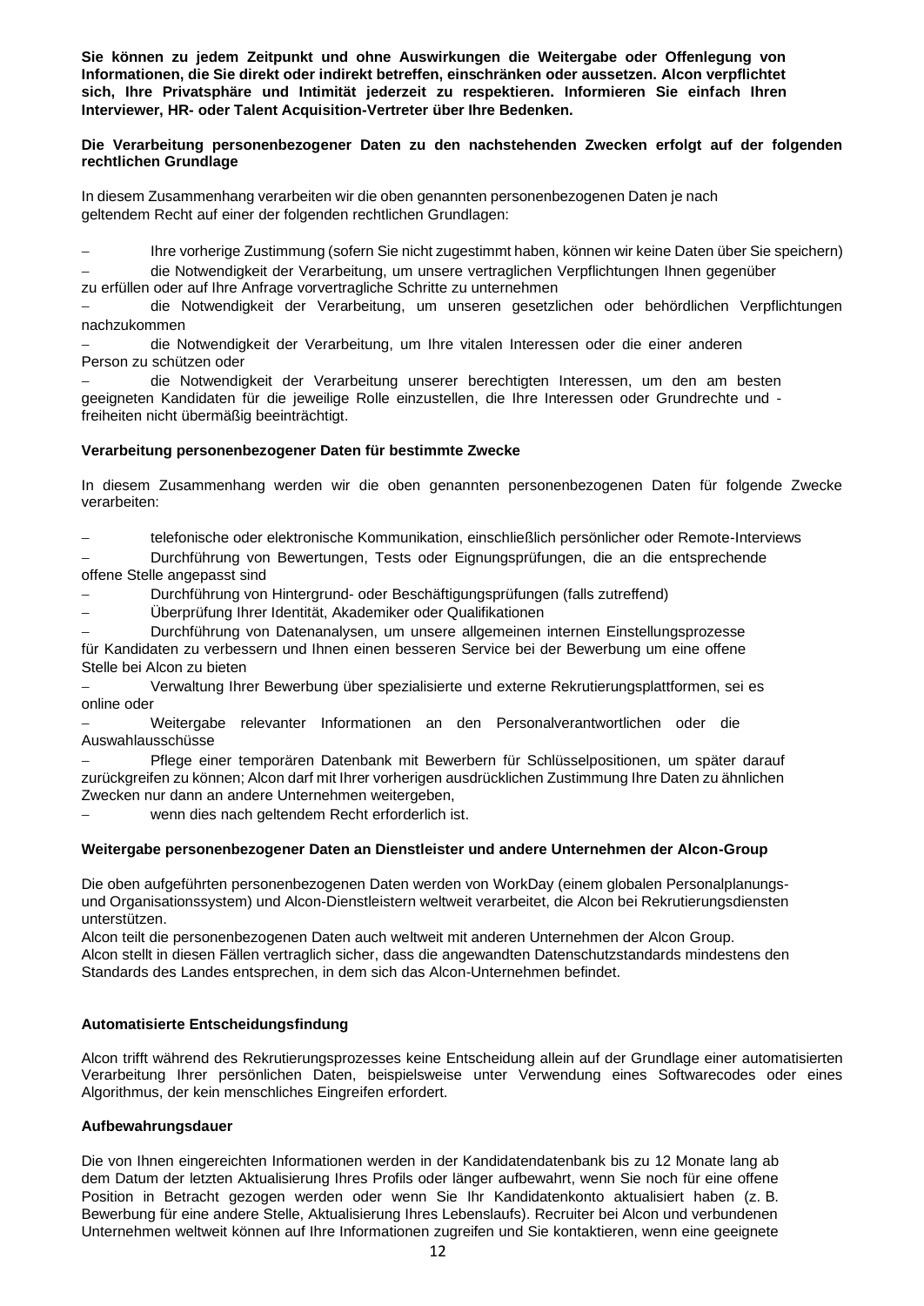**Sie können zu jedem Zeitpunkt und ohne Auswirkungen die Weitergabe oder Offenlegung von Informationen, die Sie direkt oder indirekt betreffen, einschränken oder aussetzen. Alcon verpflichtet sich, Ihre Privatsphäre und Intimität jederzeit zu respektieren. Informieren Sie einfach Ihren Interviewer, HR- oder Talent Acquisition-Vertreter über Ihre Bedenken.**

**Die Verarbeitung personenbezogener Daten zu den nachstehenden Zwecken erfolgt auf der folgenden rechtlichen Grundlage**

In diesem Zusammenhang verarbeiten wir die oben genannten personenbezogenen Daten je nach geltendem Recht auf einer der folgenden rechtlichen Grundlagen:

- Ihre vorherige Zustimmung (sofern Sie nicht zugestimmt haben, können wir keine Daten über Sie speichern)
- die Notwendigkeit der Verarbeitung, um unsere vertraglichen Verpflichtungen Ihnen gegenüber zu erfüllen oder auf Ihre Anfrage vorvertragliche Schritte zu unternehmen
- die Notwendigkeit der Verarbeitung, um unseren gesetzlichen oder behördlichen Verpflichtungen nachzukommen
- die Notwendigkeit der Verarbeitung, um Ihre vitalen Interessen oder die einer anderen Person zu schützen oder
- die Notwendigkeit der Verarbeitung unserer berechtigten Interessen, um den am besten geeigneten Kandidaten für die jeweilige Rolle einzustellen, die Ihre Interessen oder Grundrechte und -freiheiten nicht übermäßig beeinträchtigt.

**Verarbeitung personenbezogener Daten für bestimmte Zwecke**

In diesem Zusammenhang werden wir die oben genannten personenbezogenen Daten für folgende Zwecke verarbeiten:

- telefonische oder elektronische Kommunikation, einschließlich persönlicher oder Remote-Interviews
- Durchführung von Bewertungen, Tests oder Eignungsprüfungen, die an die entsprechende offene Stelle angepasst sind
- Durchführung von Hintergrund- oder Beschäftigungsprüfungen (falls zutreffend)
- Überprüfung Ihrer Identität, Akademiker oder Qualifikationen
- Durchführung von Datenanalysen, um unsere allgemeinen internen Einstellungsprozesse für Kandidaten zu verbessern und Ihnen einen besseren Service bei der Bewerbung um eine offene Stelle bei Alcon zu bieten
- Verwaltung Ihrer Bewerbung über spezialisierte und externe Rekrutierungsplattformen, sei es online oder
- Weitergabe relevanter Informationen an den Personalverantwortlichen oder die Auswahlausschüsse
- Pflege einer temporären Datenbank mit Bewerbern für Schlüsselpositionen, um später darauf zurückgreifen zu können; Alcon darf mit Ihrer vorherigen ausdrücklichen Zustimmung Ihre Daten zu ähnlichen Zwecken nur dann an andere Unternehmen weitergeben,
- wenn dies nach geltendem Recht erforderlich ist.

**Weitergabe personenbezogener Daten an Dienstleister und andere Unternehmen der Alcon-Group**

Die oben aufgeführten personenbezogenen Daten werden von WorkDay (einem globalen Personalplanungs- und Organisationssystem) und Alcon-Dienstleistern weltweit verarbeitet, die Alcon bei Rekrutierungsdiensten unterstützen.
Alcon teilt die personenbezogenen Daten auch weltweit mit anderen Unternehmen der Alcon Group.
Alcon stellt in diesen Fällen vertraglich sicher, dass die angewandten Datenschutzstandards mindestens den Standards des Landes entsprechen, in dem sich das Alcon-Unternehmen befindet.

**Automatisierte Entscheidungsfindung**

Alcon trifft während des Rekrutierungsprozesses keine Entscheidung allein auf der Grundlage einer automatisierten Verarbeitung Ihrer persönlichen Daten, beispielsweise unter Verwendung eines Softwarecodes oder eines Algorithmus, der kein menschliches Eingreifen erfordert.

**Aufbewahrungsdauer**

Die von Ihnen eingereichten Informationen werden in der Kandidatendatenbank bis zu 12 Monate lang ab dem Datum der letzten Aktualisierung Ihres Profils oder länger aufbewahrt, wenn Sie noch für eine offene Position in Betracht gezogen werden oder wenn Sie Ihr Kandidatenkonto aktualisiert haben (z. B. Bewerbung für eine andere Stelle, Aktualisierung Ihres Lebenslaufs). Recruiter bei Alcon und verbundenen Unternehmen weltweit können auf Ihre Informationen zugreifen und Sie kontaktieren, wenn eine geeignete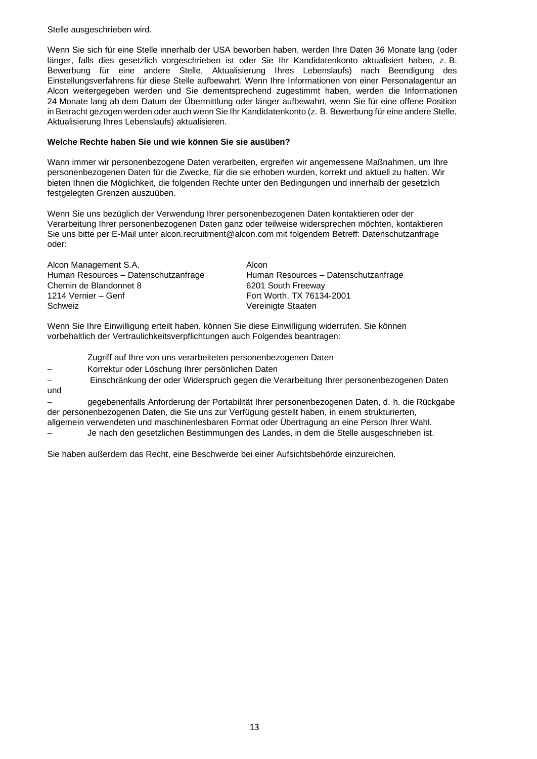Stelle ausgeschrieben wird.

Wenn Sie sich für eine Stelle innerhalb der USA beworben haben, werden Ihre Daten 36 Monate lang (oder länger, falls dies gesetzlich vorgeschrieben ist oder Sie Ihr Kandidatenkonto aktualisiert haben, z. B. Bewerbung für eine andere Stelle, Aktualisierung Ihres Lebenslaufs) nach Beendigung des Einstellungsverfahrens für diese Stelle aufbewahrt. Wenn Ihre Informationen von einer Personalagentur an Alcon weitergegeben werden und Sie dementsprechend zugestimmt haben, werden die Informationen 24 Monate lang ab dem Datum der Übermittlung oder länger aufbewahrt, wenn Sie für eine offene Position in Betracht gezogen werden oder auch wenn Sie Ihr Kandidatenkonto (z. B. Bewerbung für eine andere Stelle, Aktualisierung Ihres Lebenslaufs) aktualisieren.

**Welche Rechte haben Sie und wie können Sie sie ausüben?**

Wann immer wir personenbezogene Daten verarbeiten, ergreifen wir angemessene Maßnahmen, um Ihre personenbezogenen Daten für die Zwecke, für die sie erhoben wurden, korrekt und aktuell zu halten. Wir bieten Ihnen die Möglichkeit, die folgenden Rechte unter den Bedingungen und innerhalb der gesetzlich festgelegten Grenzen auszuüben.

Wenn Sie uns bezüglich der Verwendung Ihrer personenbezogenen Daten kontaktieren oder der Verarbeitung Ihrer personenbezogenen Daten ganz oder teilweise widersprechen möchten, kontaktieren Sie uns bitte per E-Mail unter alcon.recruitment@alcon.com mit folgendem Betreff: Datenschutzanfrage oder:

Alcon Management S.A.
Human Resources – Datenschutzanfrage
Chemin de Blandonnet 8
1214 Vernier – Genf
Schweiz

Alcon
Human Resources – Datenschutzanfrage
6201 South Freeway
Fort Worth, TX 76134-2001
Vereinigte Staaten

Wenn Sie Ihre Einwilligung erteilt haben, können Sie diese Einwilligung widerrufen. Sie können vorbehaltlich der Vertraulichkeitsverpflichtungen auch Folgendes beantragen:

- Zugriff auf Ihre von uns verarbeiteten personenbezogenen Daten
- Korrektur oder Löschung Ihrer persönlichen Daten
- Einschränkung der oder Widerspruch gegen die Verarbeitung Ihrer personenbezogenen Daten und
- gegebenenfalls Anforderung der Portabilität Ihrer personenbezogenen Daten, d. h. die Rückgabe der personenbezogenen Daten, die Sie uns zur Verfügung gestellt haben, in einem strukturierten, allgemein verwendeten und maschinenlesbaren Format oder Übertragung an eine Person Ihrer Wahl.
- Je nach den gesetzlichen Bestimmungen des Landes, in dem die Stelle ausgeschrieben ist.

Sie haben außerdem das Recht, eine Beschwerde bei einer Aufsichtsbehörde einzureichen.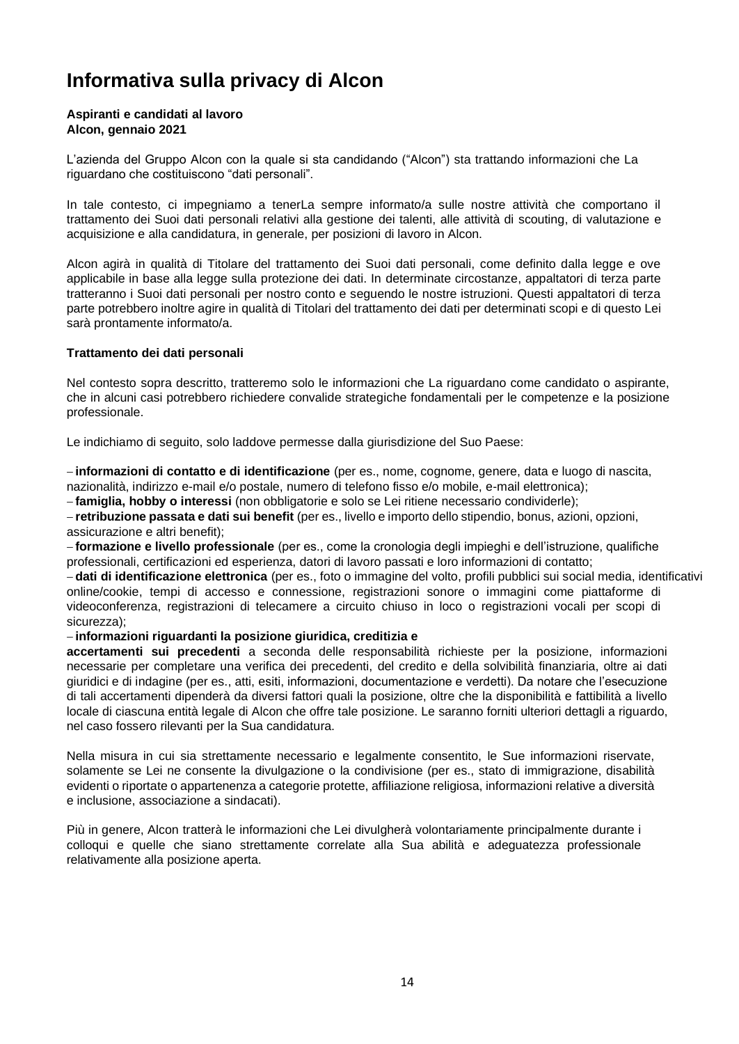# Informativa sulla privacy di Alcon

**Aspiranti e candidati al lavoro**
**Alcon, gennaio 2021**

L'azienda del Gruppo Alcon con la quale si sta candidando ("Alcon") sta trattando informazioni che La riguardano che costituiscono "dati personali".

In tale contesto, ci impegniamo a tenerLa sempre informato/a sulle nostre attività che comportano il trattamento dei Suoi dati personali relativi alla gestione dei talenti, alle attività di scouting, di valutazione e acquisizione e alla candidatura, in generale, per posizioni di lavoro in Alcon.

Alcon agirà in qualità di Titolare del trattamento dei Suoi dati personali, come definito dalla legge e ove applicabile in base alla legge sulla protezione dei dati. In determinate circostanze, appaltatori di terza parte tratteranno i Suoi dati personali per nostro conto e seguendo le nostre istruzioni. Questi appaltatori di terza parte potrebbero inoltre agire in qualità di Titolari del trattamento dei dati per determinati scopi e di questo Lei sarà prontamente informato/a.

**Trattamento dei dati personali**

Nel contesto sopra descritto, tratteremo solo le informazioni che La riguardano come candidato o aspirante, che in alcuni casi potrebbero richiedere convalide strategiche fondamentali per le competenze e la posizione professionale.

Le indichiamo di seguito, solo laddove permesse dalla giurisdizione del Suo Paese:

– **informazioni di contatto e di identificazione** (per es., nome, cognome, genere, data e luogo di nascita, nazionalità, indirizzo e-mail e/o postale, numero di telefono fisso e/o mobile, e-mail elettronica);
– **famiglia, hobby o interessi** (non obbligatorie e solo se Lei ritiene necessario condividerle);
– **retribuzione passata e dati sui benefit** (per es., livello e importo dello stipendio, bonus, azioni, opzioni, assicurazione e altri benefit);
– **formazione e livello professionale** (per es., come la cronologia degli impieghi e dell'istruzione, qualifiche professionali, certificazioni ed esperienza, datori di lavoro passati e loro informazioni di contatto;
– **dati di identificazione elettronica** (per es., foto o immagine del volto, profili pubblici sui social media, identificativi online/cookie, tempi di accesso e connessione, registrazioni sonore o immagini come piattaforme di videoconferenza, registrazioni di telecamere a circuito chiuso in loco o registrazioni vocali per scopi di sicurezza);
– **informazioni riguardanti la posizione giuridica, creditizia e accertamenti sui precedenti** a seconda delle responsabilità richieste per la posizione, informazioni necessarie per completare una verifica dei precedenti, del credito e della solvibilità finanziaria, oltre ai dati giuridici e di indagine (per es., atti, esiti, informazioni, documentazione e verdetti). Da notare che l'esecuzione di tali accertamenti dipenderà da diversi fattori quali la posizione, oltre che la disponibilità e fattibilità a livello locale di ciascuna entità legale di Alcon che offre tale posizione. Le saranno forniti ulteriori dettagli a riguardo, nel caso fossero rilevanti per la Sua candidatura.

Nella misura in cui sia strettamente necessario e legalmente consentito, le Sue informazioni riservate, solamente se Lei ne consente la divulgazione o la condivisione (per es., stato di immigrazione, disabilità evidenti o riportate o appartenenza a categorie protette, affiliazione religiosa, informazioni relative a diversità e inclusione, associazione a sindacati).

Più in genere, Alcon tratterà le informazioni che Lei divulgherà volontariamente principalmente durante i colloqui e quelle che siano strettamente correlate alla Sua abilità e adeguatezza professionale relativamente alla posizione aperta.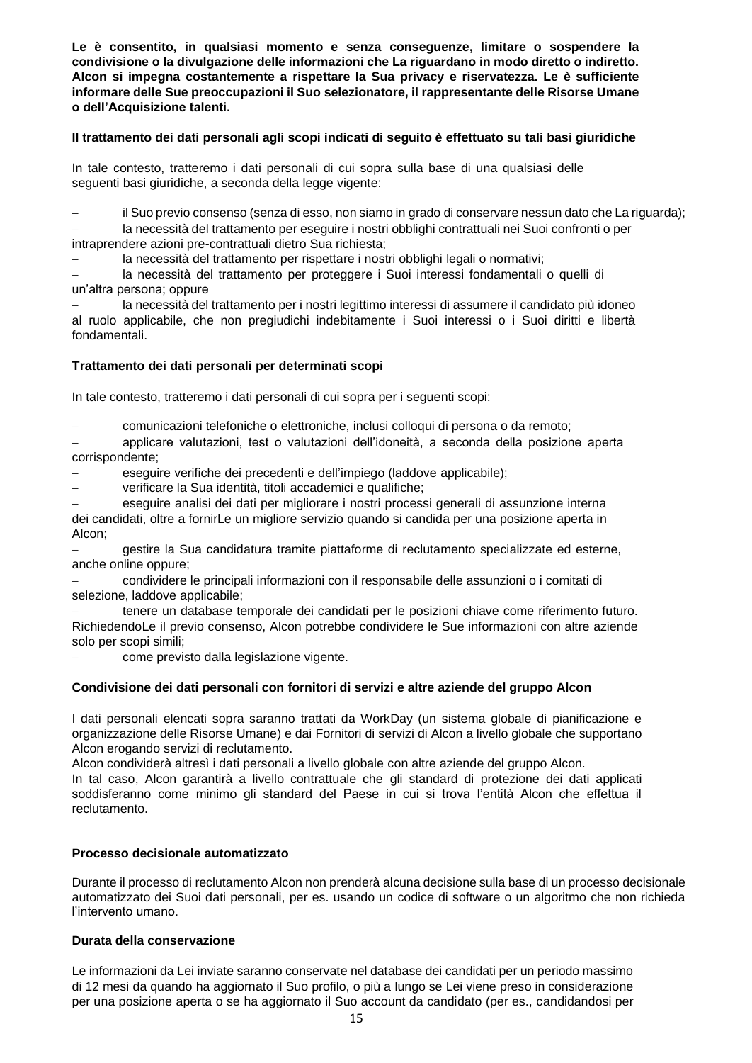**Le è consentito, in qualsiasi momento e senza conseguenze, limitare o sospendere la condivisione o la divulgazione delle informazioni che La riguardano in modo diretto o indiretto. Alcon si impegna costantemente a rispettare la Sua privacy e riservatezza. Le è sufficiente informare delle Sue preoccupazioni il Suo selezionatore, il rappresentante delle Risorse Umane o dell'Acquisizione talenti.**

**Il trattamento dei dati personali agli scopi indicati di seguito è effettuato su tali basi giuridiche**

In tale contesto, tratteremo i dati personali di cui sopra sulla base di una qualsiasi delle seguenti basi giuridiche, a seconda della legge vigente:

- il Suo previo consenso (senza di esso, non siamo in grado di conservare nessun dato che La riguarda);
- la necessità del trattamento per eseguire i nostri obblighi contrattuali nei Suoi confronti o per intraprendere azioni pre-contrattuali dietro Sua richiesta;
- la necessità del trattamento per rispettare i nostri obblighi legali o normativi;
- la necessità del trattamento per proteggere i Suoi interessi fondamentali o quelli di un'altra persona; oppure
- la necessità del trattamento per i nostri legittimo interessi di assumere il candidato più idoneo al ruolo applicabile, che non pregiudichi indebitamente i Suoi interessi o i Suoi diritti e libertà fondamentali.

**Trattamento dei dati personali per determinati scopi**

In tale contesto, tratteremo i dati personali di cui sopra per i seguenti scopi:

- comunicazioni telefoniche o elettroniche, inclusi colloqui di persona o da remoto;
- applicare valutazioni, test o valutazioni dell'idoneità, a seconda della posizione aperta corrispondente;
- eseguire verifiche dei precedenti e dell'impiego (laddove applicabile);
- verificare la Sua identità, titoli accademici e qualifiche;
- eseguire analisi dei dati per migliorare i nostri processi generali di assunzione interna dei candidati, oltre a fornirLe un migliore servizio quando si candida per una posizione aperta in Alcon;
- gestire la Sua candidatura tramite piattaforme di reclutamento specializzate ed esterne, anche online oppure;
- condividere le principali informazioni con il responsabile delle assunzioni o i comitati di selezione, laddove applicabile;
- tenere un database temporale dei candidati per le posizioni chiave come riferimento futuro. RichiedendoLe il previo consenso, Alcon potrebbe condividere le Sue informazioni con altre aziende solo per scopi simili;
- come previsto dalla legislazione vigente.

**Condivisione dei dati personali con fornitori di servizi e altre aziende del gruppo Alcon**

I dati personali elencati sopra saranno trattati da WorkDay (un sistema globale di pianificazione e organizzazione delle Risorse Umane) e dai Fornitori di servizi di Alcon a livello globale che supportano Alcon erogando servizi di reclutamento.

Alcon condividerà altresì i dati personali a livello globale con altre aziende del gruppo Alcon.

In tal caso, Alcon garantirà a livello contrattuale che gli standard di protezione dei dati applicati soddisferanno come minimo gli standard del Paese in cui si trova l'entità Alcon che effettua il reclutamento.

**Processo decisionale automatizzato**

Durante il processo di reclutamento Alcon non prenderà alcuna decisione sulla base di un processo decisionale automatizzato dei Suoi dati personali, per es. usando un codice di software o un algoritmo che non richieda l'intervento umano.

**Durata della conservazione**

Le informazioni da Lei inviate saranno conservate nel database dei candidati per un periodo massimo di 12 mesi da quando ha aggiornato il Suo profilo, o più a lungo se Lei viene preso in considerazione per una posizione aperta o se ha aggiornato il Suo account da candidato (per es., candidandosi per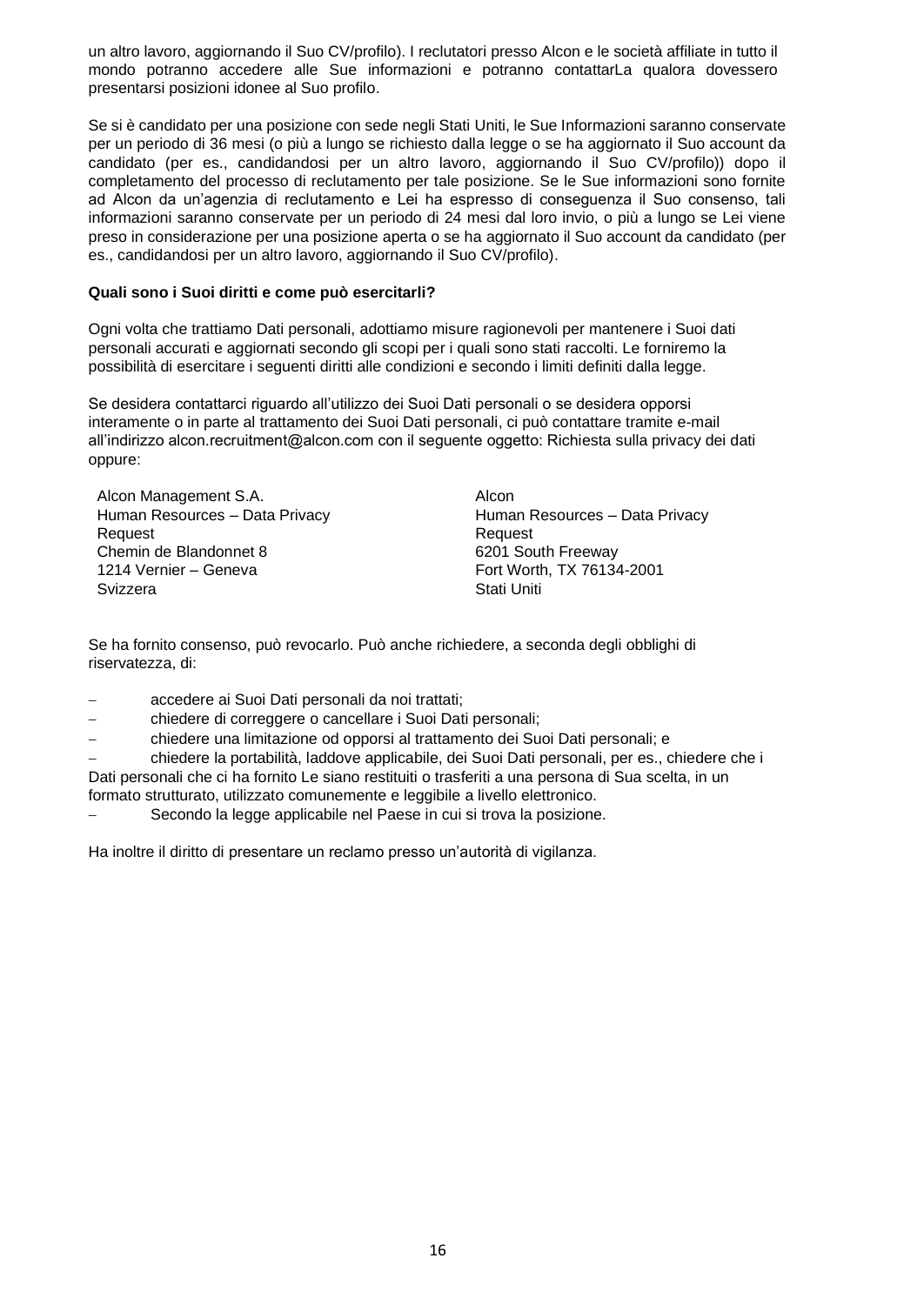un altro lavoro, aggiornando il Suo CV/profilo). I reclutatori presso Alcon e le società affiliate in tutto il mondo potranno accedere alle Sue informazioni e potranno contattarLa qualora dovessero presentarsi posizioni idonee al Suo profilo.

Se si è candidato per una posizione con sede negli Stati Uniti, le Sue Informazioni saranno conservate per un periodo di 36 mesi (o più a lungo se richiesto dalla legge o se ha aggiornato il Suo account da candidato (per es., candidandosi per un altro lavoro, aggiornando il Suo CV/profilo)) dopo il completamento del processo di reclutamento per tale posizione. Se le Sue informazioni sono fornite ad Alcon da un'agenzia di reclutamento e Lei ha espresso di conseguenza il Suo consenso, tali informazioni saranno conservate per un periodo di 24 mesi dal loro invio, o più a lungo se Lei viene preso in considerazione per una posizione aperta o se ha aggiornato il Suo account da candidato (per es., candidandosi per un altro lavoro, aggiornando il Suo CV/profilo).

**Quali sono i Suoi diritti e come può esercitarli?**

Ogni volta che trattiamo Dati personali, adottiamo misure ragionevoli per mantenere i Suoi dati personali accurati e aggiornati secondo gli scopi per i quali sono stati raccolti. Le forniremo la possibilità di esercitare i seguenti diritti alle condizioni e secondo i limiti definiti dalla legge.

Se desidera contattarci riguardo all'utilizzo dei Suoi Dati personali o se desidera opporsi interamente o in parte al trattamento dei Suoi Dati personali, ci può contattare tramite e-mail all'indirizzo alcon.recruitment@alcon.com con il seguente oggetto: Richiesta sulla privacy dei dati oppure:

Alcon Management S.A.
Human Resources – Data Privacy Request
Chemin de Blandonnet 8
1214 Vernier – Geneva
Svizzera

Alcon
Human Resources – Data Privacy Request
6201 South Freeway
Fort Worth, TX 76134-2001
Stati Uniti

Se ha fornito consenso, può revocarlo. Può anche richiedere, a seconda degli obblighi di riservatezza, di:

- accedere ai Suoi Dati personali da noi trattati;
- chiedere di correggere o cancellare i Suoi Dati personali;
- chiedere una limitazione od opporsi al trattamento dei Suoi Dati personali; e
- chiedere la portabilità, laddove applicabile, dei Suoi Dati personali, per es., chiedere che i Dati personali che ci ha fornito Le siano restituiti o trasferiti a una persona di Sua scelta, in un formato strutturato, utilizzato comunemente e leggibile a livello elettronico.
- Secondo la legge applicabile nel Paese in cui si trova la posizione.

Ha inoltre il diritto di presentare un reclamo presso un'autorità di vigilanza.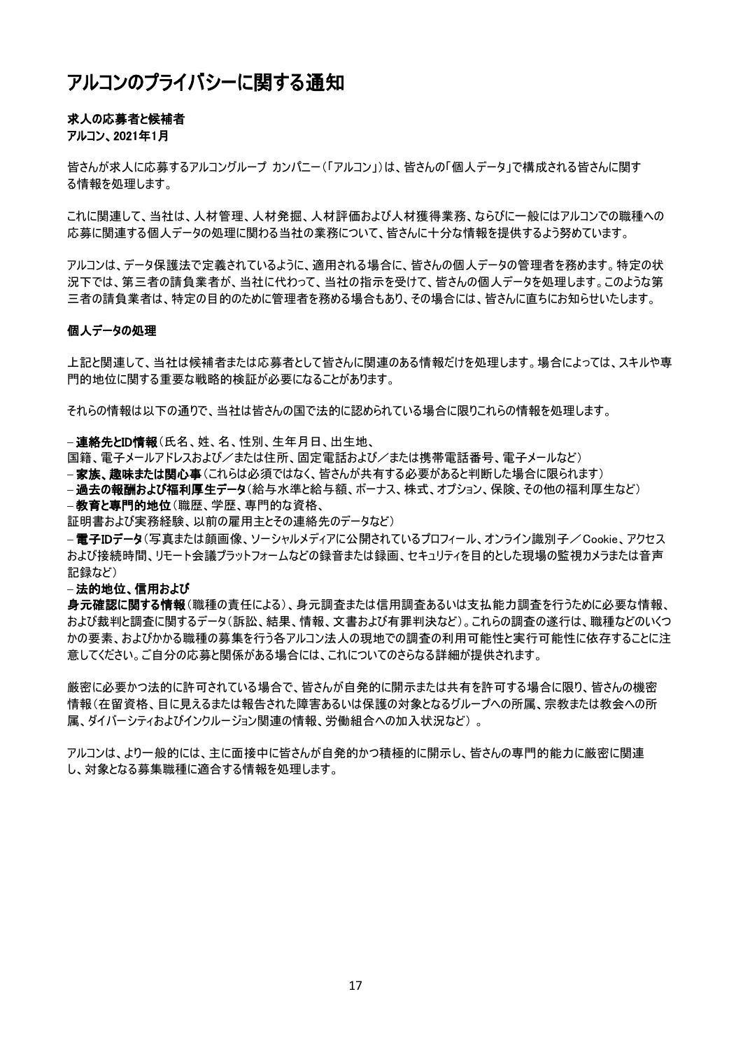# アルコンのプライバシーに関する通知

**求人の応募者と候補者**
**アルコン、2021年1月**

皆さんが求人に応募するアルコングループ カンパニー（「アルコン」）は、皆さんの「個人データ」で構成される皆さんに関する情報を処理します。

これに関連して、当社は、人材管理、人材発掘、人材評価および人材獲得業務、ならびに一般にはアルコンでの職種への応募に関連する個人データの処理に関わる当社の業務について、皆さんに十分な情報を提供するよう努めています。

アルコンは、データ保護法で定義されているように、適用される場合に、皆さんの個人データの管理者を務めます。特定の状況下では、第三者の請負業者が、当社に代わって、当社の指示を受けて、皆さんの個人データを処理します。このような第三者の請負業者は、特定の目的のために管理者を務める場合もあり、その場合には、皆さんに直ちにお知らせいたします。

## 個人データの処理

上記と関連して、当社は候補者または応募者として皆さんに関連のある情報だけを処理します。場合によっては、スキルや専門的地位に関する重要な戦略的検証が必要になることがあります。

それらの情報は以下の通りで、当社は皆さんの国で法的に認められている場合に限りこれらの情報を処理します。

– **連絡先とID情報**（氏名、姓、名、性別、生年月日、出生地、
国籍、電子メールアドレスおよび／または住所、固定電話および／または携帯電話番号、電子メールなど）
– **家族、趣味または関心事**（これらは必須ではなく、皆さんが共有する必要があると判断した場合に限られます）
– **過去の報酬および福利厚生データ**（給与水準と給与額、ボーナス、株式、オプション、保険、その他の福利厚生など）
– **教育と専門的地位**（職歴、学歴、専門的な資格、
証明書および実務経験、以前の雇用主とその連絡先のデータなど）
– **電子IDデータ**（写真または顔画像、ソーシャルメディアに公開されているプロフィール、オンライン識別子／Cookie、アクセスおよび接続時間、リモート会議プラットフォームなどの録音または録画、セキュリティを目的とした現場の監視カメラまたは音声記録など）
– **法的地位、信用および**
**身元確認に関する情報**（職種の責任による）、身元調査または信用調査あるいは支払能力調査を行うために必要な情報、および裁判と調査に関するデータ（訴訟、結果、情報、文書および有罪判決など）。これらの調査の遂行は、職種などのいくつかの要素、およびかかる職種の募集を行う各アルコン法人の現地での調査の利用可能性と実行可能性に依存することに注意してください。ご自分の応募と関係がある場合には、これについてのさらなる詳細が提供されます。

厳密に必要かつ法的に許可されている場合で、皆さんが自発的に開示または共有を許可する場合に限り、皆さんの機密情報（在留資格、目に見えるまたは報告された障害あるいは保護の対象となるグループへの所属、宗教または教会への所属、ダイバーシティおよびインクルージョン関連の情報、労働組合への加入状況など）。

アルコンは、より一般的には、主に面接中に皆さんが自発的かつ積極的に開示し、皆さんの専門的能力に厳密に関連し、対象となる募集職種に適合する情報を処理します。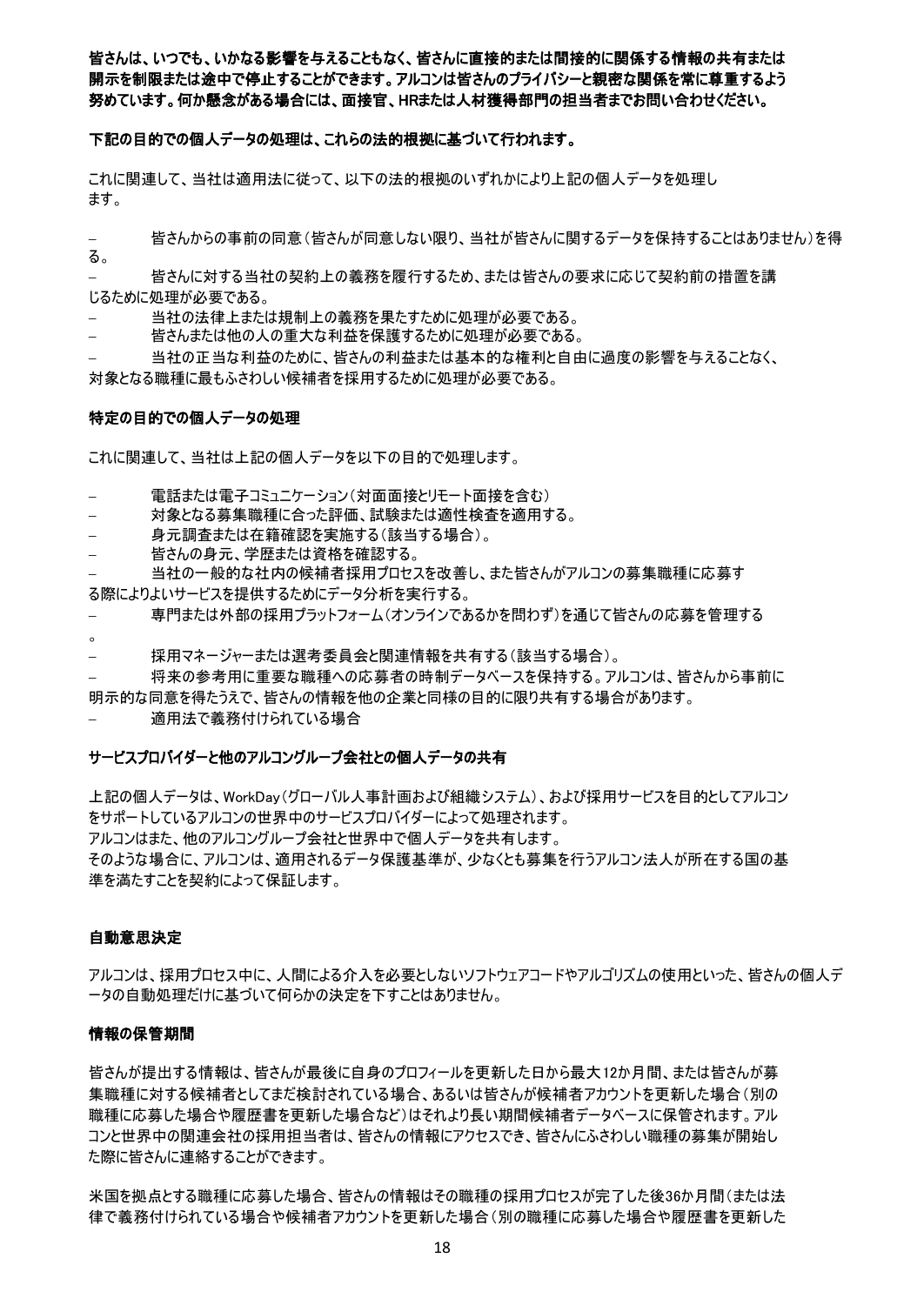**皆さんは、いつでも、いかなる影響を与えることもなく、皆さんに直接的または間接的に関係する情報の共有または開示を制限または途中で停止することができます。アルコンは皆さんのプライバシーと親密な関係を常に尊重するよう努めています。何か懸念がある場合には、面接官、HRまたは人材獲得部門の担当者までお問い合わせください。**

**下記の目的での個人データの処理は、これらの法的根拠に基づいて行われます。**

これに関連して、当社は適用法に従って、以下の法的根拠のいずれかにより上記の個人データを処理します。

- 皆さんからの事前の同意（皆さんが同意しない限り、当社が皆さんに関するデータを保持することはありません）を得る。
- 皆さんに対する当社の契約上の義務を履行するため、または皆さんの要求に応じて契約前の措置を講じるために処理が必要である。
- 当社の法律上または規制上の義務を果たすために処理が必要である。
- 皆さんまたは他の人の重大な利益を保護するために処理が必要である。
- 当社の正当な利益のために、皆さんの利益または基本的な権利と自由に過度の影響を与えることなく、対象となる職種に最もふさわしい候補者を採用するために処理が必要である。

**特定の目的での個人データの処理**

これに関連して、当社は上記の個人データを以下の目的で処理します。

- 電話または電子コミュニケーション（対面面接とリモート面接を含む）
- 対象となる募集職種に合った評価、試験または適性検査を適用する。
- 身元調査または在籍確認を実施する（該当する場合）。
- 皆さんの身元、学歴または資格を確認する。
- 当社の一般的な社内の候補者採用プロセスを改善し、また皆さんがアルコンの募集職種に応募する際によりよいサービスを提供するためにデータ分析を実行する。
- 専門または外部の採用プラットフォーム（オンラインであるかを問わず）を通じて皆さんの応募を管理する。
- 採用マネージャーまたは選考委員会と関連情報を共有する（該当する場合）。
- 将来の参考用に重要な職種への応募者の時制データベースを保持する。アルコンは、皆さんから事前に明示的な同意を得たうえで、皆さんの情報を他の企業と同様の目的に限り共有する場合があります。
- 適用法で義務付けられている場合

**サービスプロバイダーと他のアルコングループ会社との個人データの共有**

上記の個人データは、WorkDay（グローバル人事計画および組織システム）、および採用サービスを目的としてアルコンをサポートしているアルコンの世界中のサービスプロバイダーによって処理されます。
アルコンはまた、他のアルコングループ会社と世界中で個人データを共有します。
そのような場合に、アルコンは、適用されるデータ保護基準が、少なくとも募集を行うアルコン法人が所在する国の基準を満たすことを契約によって保証します。

**自動意思決定**

アルコンは、採用プロセス中に、人間による介入を必要としないソフトウェアコードやアルゴリズムの使用といった、皆さんの個人データの自動処理だけに基づいて何らかの決定を下すことはありません。

**情報の保管期間**

皆さんが提出する情報は、皆さんが最後に自身のプロフィールを更新した日から最大12か月間、または皆さんが募集職種に対する候補者としてまだ検討されている場合、あるいは皆さんが候補者アカウントを更新した場合（別の職種に応募した場合や履歴書を更新した場合など）はそれより長い期間候補者データベースに保管されます。アルコンと世界中の関連会社の採用担当者は、皆さんの情報にアクセスでき、皆さんにふさわしい職種の募集が開始した際に皆さんに連絡することができます。

米国を拠点とする職種に応募した場合、皆さんの情報はその職種の採用プロセスが完了した後36か月間（または法律で義務付けられている場合や候補者アカウントを更新した場合（別の職種に応募した場合や履歴書を更新した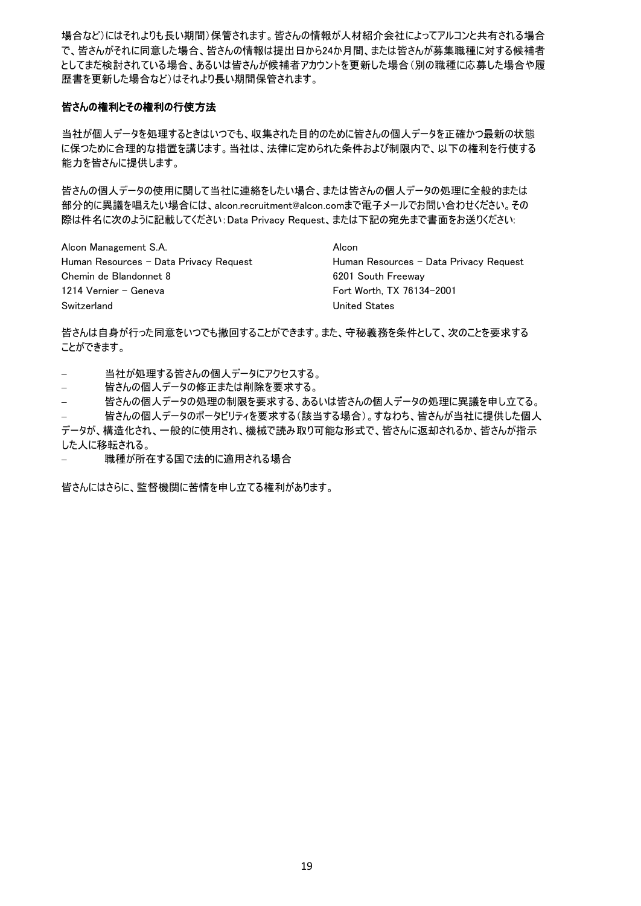場合など）にはそれよりも長い期間）保管されます。皆さんの情報が人材紹介会社によってアルコンと共有される場合で、皆さんがそれに同意した場合、皆さんの情報は提出日から24か月間、または皆さんが募集職種に対する候補者としてまだ検討されている場合、あるいは皆さんが候補者アカウントを更新した場合（別の職種に応募した場合や履歴書を更新した場合など）はそれより長い期間保管されます。

**皆さんの権利とその権利の行使方法**

当社が個人データを処理するときはいつでも、収集された目的のために皆さんの個人データを正確かつ最新の状態に保つために合理的な措置を講じます。当社は、法律に定められた条件および制限内で、以下の権利を行使する能力を皆さんに提供します。

皆さんの個人データの使用に関して当社に連絡をしたい場合、または皆さんの個人データの処理に全般的または部分的に異議を唱えたい場合には、alcon.recruitment@alcon.comまで電子メールでお問い合わせください。その際は件名に次のように記載してください：Data Privacy Request、または下記の宛先まで書面をお送りください：

Alcon Management S.A.
Human Resources – Data Privacy Request
Chemin de Blandonnet 8
1214 Vernier – Geneva
Switzerland

Alcon
Human Resources – Data Privacy Request
6201 South Freeway
Fort Worth, TX 76134-2001
United States

皆さんは自身が行った同意をいつでも撤回することができます。また、守秘義務を条件として、次のことを要求することができます。

- 当社が処理する皆さんの個人データにアクセスする。
- 皆さんの個人データの修正または削除を要求する。
- 皆さんの個人データの処理の制限を要求する、あるいは皆さんの個人データの処理に異議を申し立てる。
- 皆さんの個人データのポータビリティを要求する（該当する場合）。すなわち、皆さんが当社に提供した個人データが、構造化され、一般的に使用され、機械で読み取り可能な形式で、皆さんに返却されるか、皆さんが指示した人に移転される。
- 職種が所在する国で法的に適用される場合

皆さんにはさらに、監督機関に苦情を申し立てる権利があります。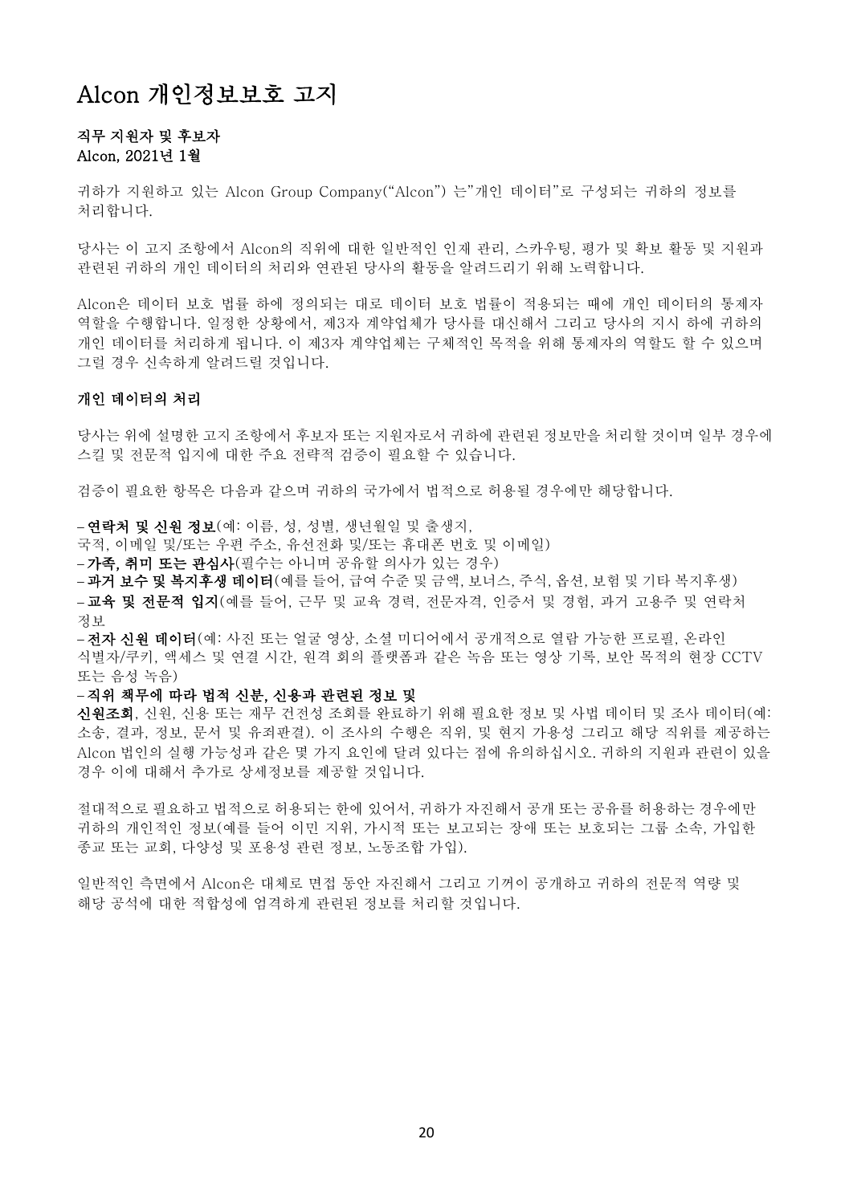# Alcon 개인정보보호 고지

**직무 지원자 및 후보자**
**Alcon, 2021년 1월**

귀하가 지원하고 있는 Alcon Group Company("Alcon") 는"개인 데이터"로 구성되는 귀하의 정보를 처리합니다.

당사는 이 고지 조항에서 Alcon의 직위에 대한 일반적인 인재 관리, 스카우팅, 평가 및 확보 활동 및 지원과 관련된 귀하의 개인 데이터의 처리와 연관된 당사의 활동을 알려드리기 위해 노력합니다.

Alcon은 데이터 보호 법률 하에 정의되는 대로 데이터 보호 법률이 적용되는 때에 개인 데이터의 통제자 역할을 수행합니다. 일정한 상황에서, 제3자 계약업체가 당사를 대신해서 그리고 당사의 지시 하에 귀하의 개인 데이터를 처리하게 됩니다. 이 제3자 계약업체는 구체적인 목적을 위해 통제자의 역할도 할 수 있으며 그럴 경우 신속하게 알려드릴 것입니다.

## 개인 데이터의 처리

당사는 위에 설명한 고지 조항에서 후보자 또는 지원자로서 귀하에 관련된 정보만을 처리할 것이며 일부 경우에 스킬 및 전문적 입지에 대한 주요 전략적 검증이 필요할 수 있습니다.

검증이 필요한 항목은 다음과 같으며 귀하의 국가에서 법적으로 허용될 경우에만 해당합니다.

– **연락처 및 신원 정보**(예: 이름, 성, 성별, 생년월일 및 출생지, 국적, 이메일 및/또는 우편 주소, 유선전화 및/또는 휴대폰 번호 및 이메일)
– **가족, 취미 또는 관심사**(필수는 아니며 공유할 의사가 있는 경우)
– **과거 보수 및 복지후생 데이터**(예를 들어, 급여 수준 및 금액, 보너스, 주식, 옵션, 보험 및 기타 복지후생)
– **교육 및 전문적 입지**(예를 들어, 근무 및 교육 경력, 전문자격, 인증서 및 경험, 과거 고용주 및 연락처 정보
– **전자 신원 데이터**(예: 사진 또는 얼굴 영상, 소셜 미디어에서 공개적으로 열람 가능한 프로필, 온라인 식별자/쿠키, 액세스 및 연결 시간, 원격 회의 플랫폼과 같은 녹음 또는 영상 기록, 보안 목적의 현장 CCTV 또는 음성 녹음)
– **직위 책무에 따라 법적 신분, 신용과 관련된 정보 및 신원조회**, 신원, 신용 또는 재무 건전성 조회를 완료하기 위해 필요한 정보 및 사법 데이터 및 조사 데이터(예: 소송, 결과, 정보, 문서 및 유죄판결). 이 조사의 수행은 직위, 및 현지 가용성 그리고 해당 직위를 제공하는 Alcon 법인의 실행 가능성과 같은 몇 가지 요인에 달려 있다는 점에 유의하십시오. 귀하의 지원과 관련이 있을 경우 이에 대해서 추가로 상세정보를 제공할 것입니다.

절대적으로 필요하고 법적으로 허용되는 한에 있어서, 귀하가 자진해서 공개 또는 공유를 허용하는 경우에만 귀하의 개인적인 정보(예를 들어 이민 지위, 가시적 또는 보고되는 장애 또는 보호되는 그룹 소속, 가입한 종교 또는 교회, 다양성 및 포용성 관련 정보, 노동조합 가입).

일반적인 측면에서 Alcon은 대체로 면접 동안 자진해서 그리고 기꺼이 공개하고 귀하의 전문적 역량 및 해당 공석에 대한 적합성에 엄격하게 관련된 정보를 처리할 것입니다.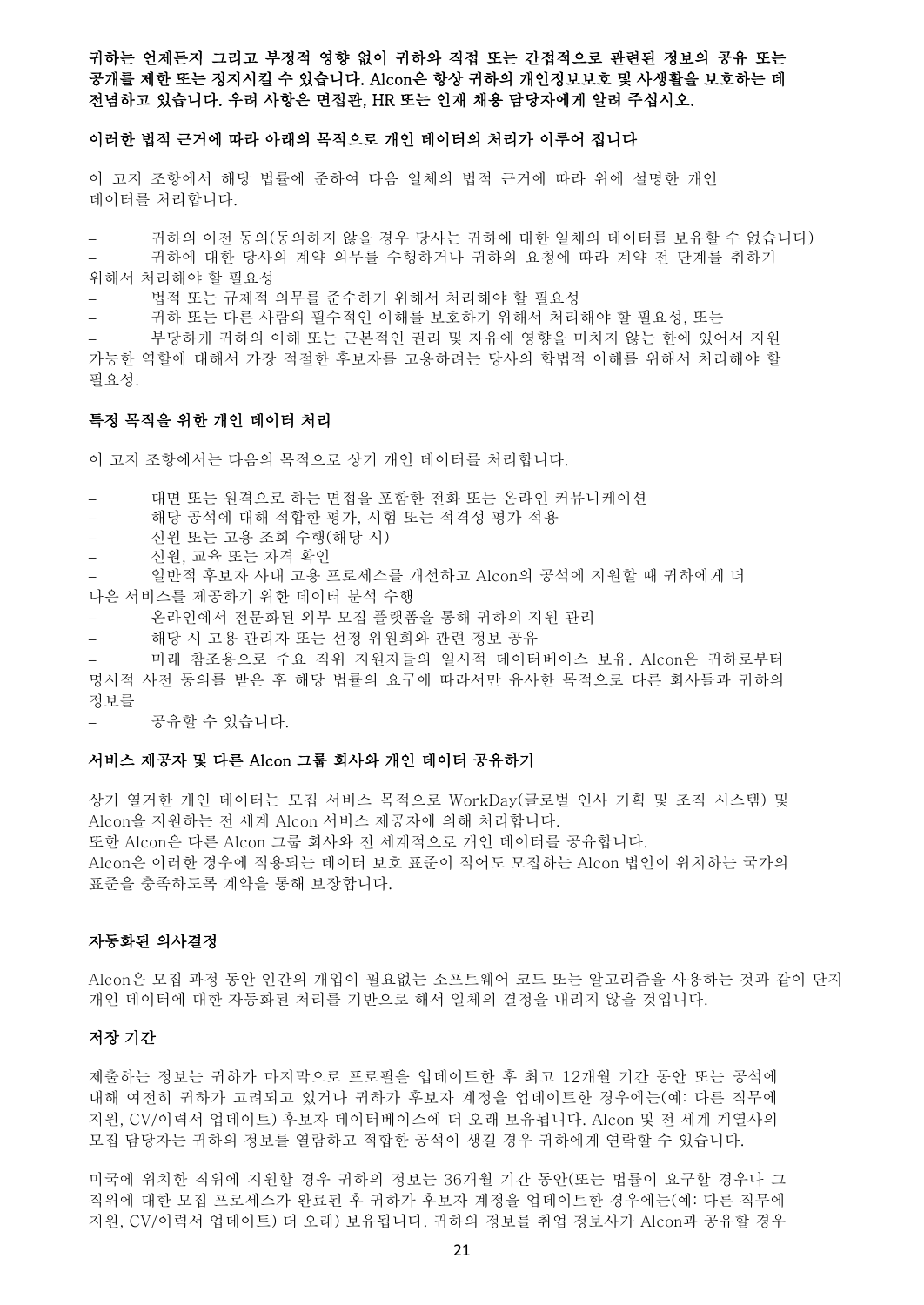**귀하는 언제든지 그리고 부정적 영향 없이 귀하와 직접 또는 간접적으로 관련된 정보의 공유 또는 공개를 제한 또는 정지시킬 수 있습니다. Alcon은 항상 귀하의 개인정보보호 및 사생활을 보호하는 데 전념하고 있습니다. 우려 사항은 면접관, HR 또는 인재 채용 담당자에게 알려 주십시오.**

**이러한 법적 근거에 따라 아래의 목적으로 개인 데이터의 처리가 이루어 집니다**

이 고지 조항에서 해당 법률에 준하여 다음 일체의 법적 근거에 따라 위에 설명한 개인 데이터를 처리합니다.

- 귀하의 이전 동의(동의하지 않을 경우 당사는 귀하에 대한 일체의 데이터를 보유할 수 없습니다)
- 귀하에 대한 당사의 계약 의무를 수행하거나 귀하의 요청에 따라 계약 전 단계를 취하기 위해서 처리해야 할 필요성
- 법적 또는 규제적 의무를 준수하기 위해서 처리해야 할 필요성
- 귀하 또는 다른 사람의 필수적인 이해를 보호하기 위해서 처리해야 할 필요성, 또는
- 부당하게 귀하의 이해 또는 근본적인 권리 및 자유에 영향을 미치지 않는 한에 있어서 지원 가능한 역할에 대해서 가장 적절한 후보자를 고용하려는 당사의 합법적 이해를 위해서 처리해야 할 필요성.

**특정 목적을 위한 개인 데이터 처리**

이 고지 조항에서는 다음의 목적으로 상기 개인 데이터를 처리합니다.

- 대면 또는 원격으로 하는 면접을 포함한 전화 또는 온라인 커뮤니케이션
- 해당 공석에 대해 적합한 평가, 시험 또는 적격성 평가 적용
- 신원 또는 고용 조회 수행(해당 시)
- 신원, 교육 또는 자격 확인
- 일반적 후보자 사내 고용 프로세스를 개선하고 Alcon의 공석에 지원할 때 귀하에게 더 나은 서비스를 제공하기 위한 데이터 분석 수행
- 온라인에서 전문화된 외부 모집 플랫폼을 통해 귀하의 지원 관리
- 해당 시 고용 관리자 또는 선정 위원회와 관련 정보 공유
- 미래 참조용으로 주요 직위 지원자들의 일시적 데이터베이스 보유. Alcon은 귀하로부터 명시적 사전 동의를 받은 후 해당 법률의 요구에 따라서만 유사한 목적으로 다른 회사들과 귀하의 정보를
- 공유할 수 있습니다.

**서비스 제공자 및 다른 Alcon 그룹 회사와 개인 데이터 공유하기**

상기 열거한 개인 데이터는 모집 서비스 목적으로 WorkDay(글로벌 인사 기획 및 조직 시스템) 및 Alcon을 지원하는 전 세계 Alcon 서비스 제공자에 의해 처리합니다.
또한 Alcon은 다른 Alcon 그룹 회사와 전 세계적으로 개인 데이터를 공유합니다.
Alcon은 이러한 경우에 적용되는 데이터 보호 표준이 적어도 모집하는 Alcon 법인이 위치하는 국가의 표준을 충족하도록 계약을 통해 보장합니다.

**자동화된 의사결정**

Alcon은 모집 과정 동안 인간의 개입이 필요없는 소프트웨어 코드 또는 알고리즘을 사용하는 것과 같이 단지 개인 데이터에 대한 자동화된 처리를 기반으로 해서 일체의 결정을 내리지 않을 것입니다.

**저장 기간**

제출하는 정보는 귀하가 마지막으로 프로필을 업데이트한 후 최고 12개월 기간 동안 또는 공석에 대해 여전히 귀하가 고려되고 있거나 귀하가 후보자 계정을 업데이트한 경우에는(예: 다른 직무에 지원, CV/이력서 업데이트) 후보자 데이터베이스에 더 오래 보유됩니다. Alcon 및 전 세계 계열사의 모집 담당자는 귀하의 정보를 열람하고 적합한 공석이 생길 경우 귀하에게 연락할 수 있습니다.

미국에 위치한 직위에 지원할 경우 귀하의 정보는 36개월 기간 동안(또는 법률이 요구할 경우나 그 직위에 대한 모집 프로세스가 완료된 후 귀하가 후보자 계정을 업데이트한 경우에는(예: 다른 직무에 지원, CV/이력서 업데이트) 더 오래) 보유됩니다. 귀하의 정보를 취업 정보사가 Alcon과 공유할 경우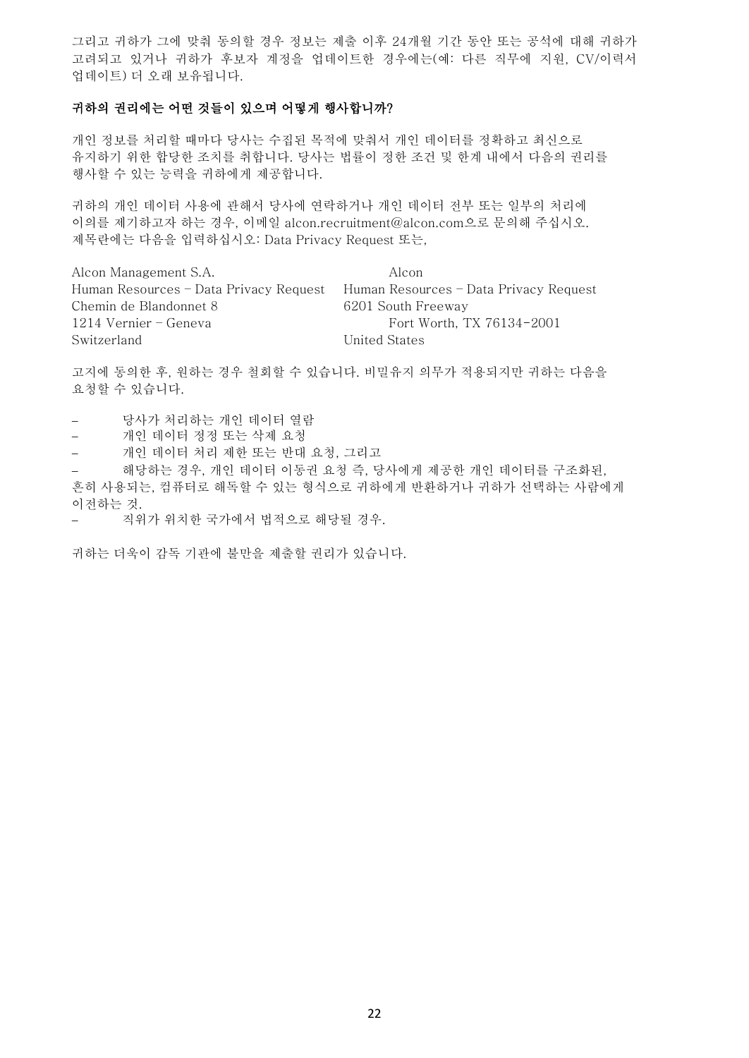그리고 귀하가 그에 맞춰 동의할 경우 정보는 제출 이후 24개월 기간 동안 또는 공석에 대해 귀하가 고려되고 있거나 귀하가 후보자 계정을 업데이트한 경우에는(예: 다른 직무에 지원, CV/이력서 업데이트) 더 오래 보유됩니다.

**귀하의 권리에는 어떤 것들이 있으며 어떻게 행사합니까?**

개인 정보를 처리할 때마다 당사는 수집된 목적에 맞춰서 개인 데이터를 정확하고 최신으로 유지하기 위한 합당한 조치를 취합니다. 당사는 법률이 정한 조건 및 한계 내에서 다음의 권리를 행사할 수 있는 능력을 귀하에게 제공합니다.

귀하의 개인 데이터 사용에 관해서 당사에 연락하거나 개인 데이터 전부 또는 일부의 처리에 이의를 제기하고자 하는 경우, 이메일 alcon.recruitment@alcon.com으로 문의해 주십시오. 제목란에는 다음을 입력하십시오: Data Privacy Request 또는,

Alcon Management S.A.
Human Resources – Data Privacy Request
Chemin de Blandonnet 8
1214 Vernier – Geneva
Switzerland

Alcon
Human Resources – Data Privacy Request
6201 South Freeway
Fort Worth, TX 76134-2001
United States

고지에 동의한 후, 원하는 경우 철회할 수 있습니다. 비밀유지 의무가 적용되지만 귀하는 다음을 요청할 수 있습니다.

- 당사가 처리하는 개인 데이터 열람
- 개인 데이터 정정 또는 삭제 요청
- 개인 데이터 처리 제한 또는 반대 요청, 그리고
- 해당하는 경우, 개인 데이터 이동권 요청 즉, 당사에게 제공한 개인 데이터를 구조화된, 흔히 사용되는, 컴퓨터로 해독할 수 있는 형식으로 귀하에게 반환하거나 귀하가 선택하는 사람에게 이전하는 것.
- 직위가 위치한 국가에서 법적으로 해당될 경우.

귀하는 더욱이 감독 기관에 불만을 제출할 권리가 있습니다.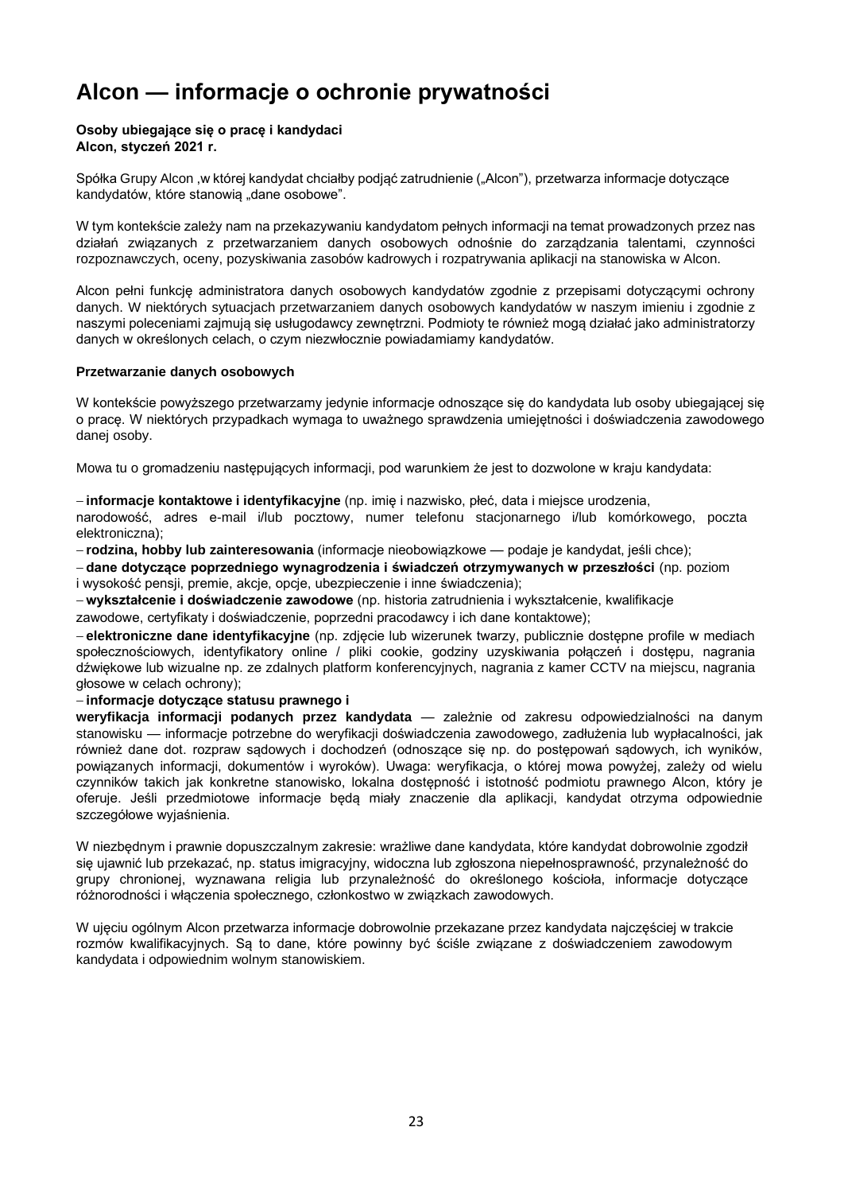# Alcon — informacje o ochronie prywatności

**Osoby ubiegające się o pracę i kandydaci**
**Alcon, styczeń 2021 r.**

Spółka Grupy Alcon ,w której kandydat chciałby podjąć zatrudnienie („Alcon"), przetwarza informacje dotyczące kandydatów, które stanowią „dane osobowe".

W tym kontekście zależy nam na przekazywaniu kandydatom pełnych informacji na temat prowadzonych przez nas działań związanych z przetwarzaniem danych osobowych odnośnie do zarządzania talentami, czynności rozpoznawczych, oceny, pozyskiwania zasobów kadrowych i rozpatrywania aplikacji na stanowiska w Alcon.

Alcon pełni funkcję administratora danych osobowych kandydatów zgodnie z przepisami dotyczącymi ochrony danych. W niektórych sytuacjach przetwarzaniem danych osobowych kandydatów w naszym imieniu i zgodnie z naszymi poleceniami zajmują się usługodawcy zewnętrzni. Podmioty te również mogą działać jako administratorzy danych w określonych celach, o czym niezwłocznie powiadamiamy kandydatów.

**Przetwarzanie danych osobowych**

W kontekście powyższego przetwarzamy jedynie informacje odnoszące się do kandydata lub osoby ubiegającej się o pracę. W niektórych przypadkach wymaga to uważnego sprawdzenia umiejętności i doświadczenia zawodowego danej osoby.

Mowa tu o gromadzeniu następujących informacji, pod warunkiem że jest to dozwolone w kraju kandydata:

– **informacje kontaktowe i identyfikacyjne** (np. imię i nazwisko, płeć, data i miejsce urodzenia, narodowość, adres e-mail i/lub pocztowy, numer telefonu stacjonarnego i/lub komórkowego, poczta elektroniczna);
– **rodzina, hobby lub zainteresowania** (informacje nieobowiązkowe — podaje je kandydat, jeśli chce);
– **dane dotyczące poprzedniego wynagrodzenia i świadczeń otrzymywanych w przeszłości** (np. poziom i wysokość pensji, premie, akcje, opcje, ubezpieczenie i inne świadczenia);
– **wykształcenie i doświadczenie zawodowe** (np. historia zatrudnienia i wykształcenie, kwalifikacje zawodowe, certyfikaty i doświadczenie, poprzedni pracodawcy i ich dane kontaktowe);
– **elektroniczne dane identyfikacyjne** (np. zdjęcie lub wizerunek twarzy, publicznie dostępne profile w mediach społecznościowych, identyfikatory online / pliki cookie, godziny uzyskiwania połączeń i dostępu, nagrania dźwiękowe lub wizualne np. ze zdalnych platform konferencyjnych, nagrania z kamer CCTV na miejscu, nagrania głosowe w celach ochrony);
– **informacje dotyczące statusu prawnego i weryfikacja informacji podanych przez kandydata** — zależnie od zakresu odpowiedzialności na danym stanowisku — informacje potrzebne do weryfikacji doświadczenia zawodowego, zadłużenia lub wypłacalności, jak również dane dot. rozpraw sądowych i dochodzeń (odnoszące się np. do postępowań sądowych, ich wyników, powiązanych informacji, dokumentów i wyroków). Uwaga: weryfikacja, o której mowa powyżej, zależy od wielu czynników takich jak konkretne stanowisko, lokalna dostępność i istotność podmiotu prawnego Alcon, który je oferuje. Jeśli przedmiotowe informacje będą miały znaczenie dla aplikacji, kandydat otrzyma odpowiednie szczegółowe wyjaśnienia.

W niezbędnym i prawnie dopuszczalnym zakresie: wrażliwe dane kandydata, które kandydat dobrowolnie zgodził się ujawnić lub przekazać, np. status imigracyjny, widoczna lub zgłoszona niepełnosprawność, przynależność do grupy chronionej, wyznawana religia lub przynależność do określonego kościoła, informacje dotyczące różnorodności i włączenia społecznego, członkostwo w związkach zawodowych.

W ujęciu ogólnym Alcon przetwarza informacje dobrowolnie przekazane przez kandydata najczęściej w trakcie rozmów kwalifikacyjnych. Są to dane, które powinny być ściśle związane z doświadczeniem zawodowym kandydata i odpowiednim wolnym stanowiskiem.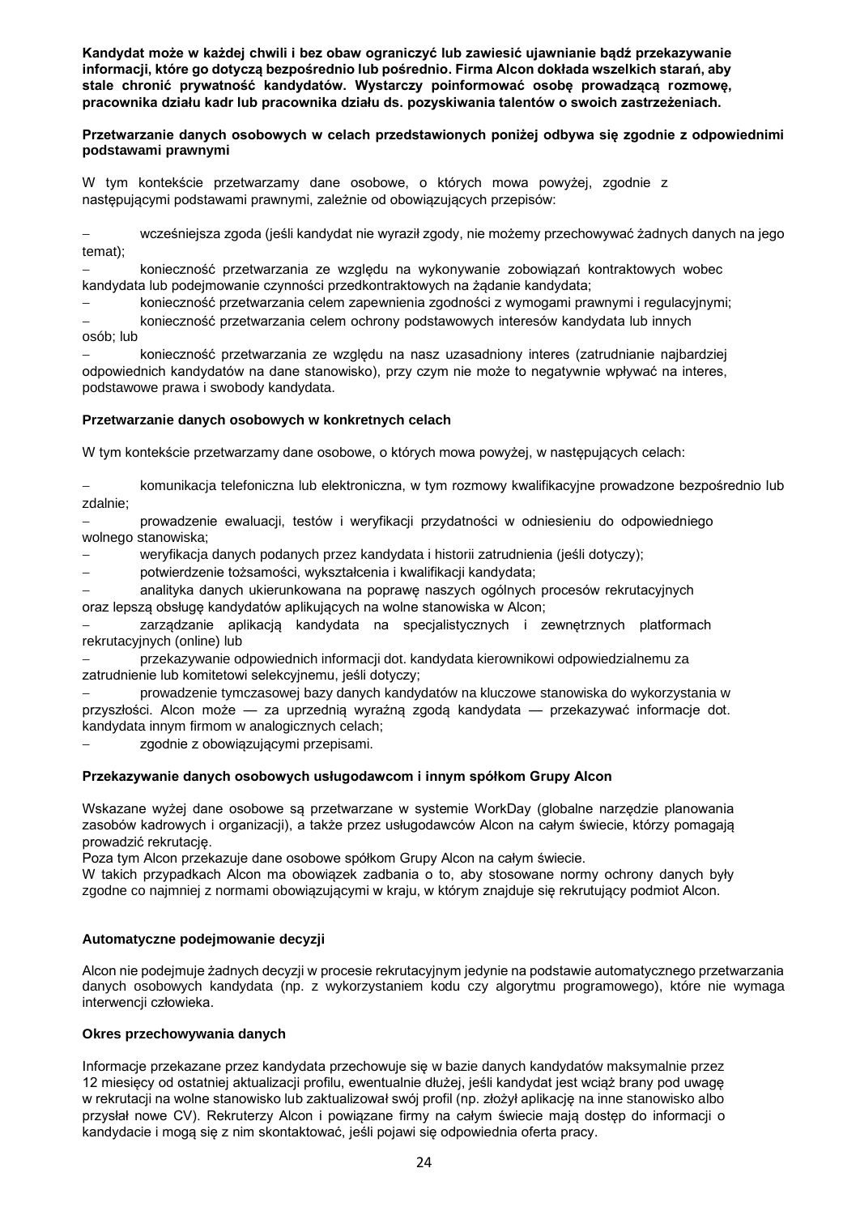**Kandydat może w każdej chwili i bez obaw ograniczyć lub zawiesić ujawnianie bądź przekazywanie informacji, które go dotyczą bezpośrednio lub pośrednio. Firma Alcon dokłada wszelkich starań, aby stale chronić prywatność kandydatów. Wystarczy poinformować osobę prowadzącą rozmowę, pracownika działu kadr lub pracownika działu ds. pozyskiwania talentów o swoich zastrzeżeniach.**

**Przetwarzanie danych osobowych w celach przedstawionych poniżej odbywa się zgodnie z odpowiednimi podstawami prawnymi**

W tym kontekście przetwarzamy dane osobowe, o których mowa powyżej, zgodnie z następującymi podstawami prawnymi, zależnie od obowiązujących przepisów:

- wcześniejsza zgoda (jeśli kandydat nie wyraził zgody, nie możemy przechowywać żadnych danych na jego temat);
- konieczność przetwarzania ze względu na wykonywanie zobowiązań kontraktowych wobec kandydata lub podejmowanie czynności przedkontraktowych na żądanie kandydata;
- konieczność przetwarzania celem zapewnienia zgodności z wymogami prawnymi i regulacyjnymi;
- konieczność przetwarzania celem ochrony podstawowych interesów kandydata lub innych osób; lub
- konieczność przetwarzania ze względu na nasz uzasadniony interes (zatrudnianie najbardziej odpowiednich kandydatów na dane stanowisko), przy czym nie może to negatywnie wpływać na interes, podstawowe prawa i swobody kandydata.

**Przetwarzanie danych osobowych w konkretnych celach**

W tym kontekście przetwarzamy dane osobowe, o których mowa powyżej, w następujących celach:

- komunikacja telefoniczna lub elektroniczna, w tym rozmowy kwalifikacyjne prowadzone bezpośrednio lub zdalnie;
- prowadzenie ewaluacji, testów i weryfikacji przydatności w odniesieniu do odpowiedniego wolnego stanowiska;
- weryfikacja danych podanych przez kandydata i historii zatrudnienia (jeśli dotyczy);
- potwierdzenie tożsamości, wykształcenia i kwalifikacji kandydata;
- analityka danych ukierunkowana na poprawę naszych ogólnych procesów rekrutacyjnych oraz lepszą obsługę kandydatów aplikujących na wolne stanowiska w Alcon;
- zarządzanie aplikacją kandydata na specjalistycznych i zewnętrznych platformach rekrutacyjnych (online) lub
- przekazywanie odpowiednich informacji dot. kandydata kierownikowi odpowiedzialnemu za zatrudnienie lub komitetowi selekcyjnemu, jeśli dotyczy;
- prowadzenie tymczasowej bazy danych kandydatów na kluczowe stanowiska do wykorzystania w przyszłości. Alcon może — za uprzednią wyraźną zgodą kandydata — przekazywać informacje dot. kandydata innym firmom w analogicznych celach;
- zgodnie z obowiązującymi przepisami.

**Przekazywanie danych osobowych usługodawcom i innym spółkom Grupy Alcon**

Wskazane wyżej dane osobowe są przetwarzane w systemie WorkDay (globalne narzędzie planowania zasobów kadrowych i organizacji), a także przez usługodawców Alcon na całym świecie, którzy pomagają prowadzić rekrutację.
Poza tym Alcon przekazuje dane osobowe spółkom Grupy Alcon na całym świecie.
W takich przypadkach Alcon ma obowiązek zadbania o to, aby stosowane normy ochrony danych były zgodne co najmniej z normami obowiązującymi w kraju, w którym znajduje się rekrutujący podmiot Alcon.

**Automatyczne podejmowanie decyzji**

Alcon nie podejmuje żadnych decyzji w procesie rekrutacyjnym jedynie na podstawie automatycznego przetwarzania danych osobowych kandydata (np. z wykorzystaniem kodu czy algorytmu programowego), które nie wymaga interwencji człowieka.

**Okres przechowywania danych**

Informacje przekazane przez kandydata przechowuje się w bazie danych kandydatów maksymalnie przez 12 miesięcy od ostatniej aktualizacji profilu, ewentualnie dłużej, jeśli kandydat jest wciąż brany pod uwagę w rekrutacji na wolne stanowisko lub zaktualizował swój profil (np. złożył aplikację na inne stanowisko albo przysłał nowe CV). Rekruterzy Alcon i powiązane firmy na całym świecie mają dostęp do informacji o kandydacie i mogą się z nim skontaktować, jeśli pojawi się odpowiednia oferta pracy.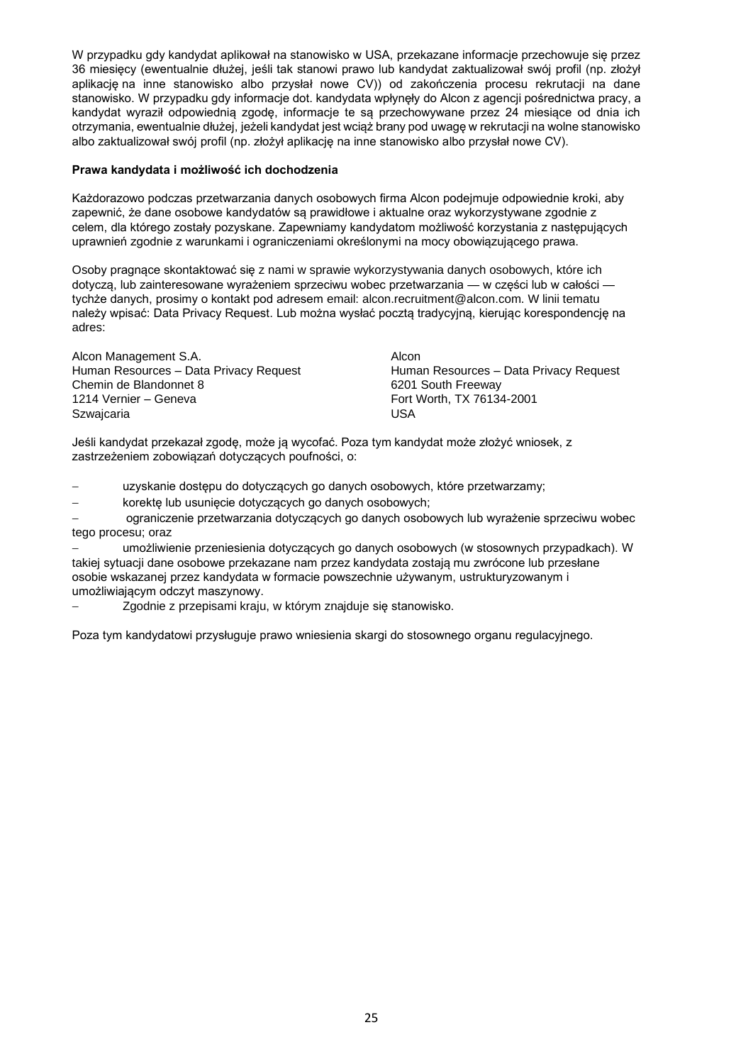W przypadku gdy kandydat aplikował na stanowisko w USA, przekazane informacje przechowuje się przez 36 miesięcy (ewentualnie dłużej, jeśli tak stanowi prawo lub kandydat zaktualizował swój profil (np. złożył aplikację na inne stanowisko albo przysłał nowe CV)) od zakończenia procesu rekrutacji na dane stanowisko. W przypadku gdy informacje dot. kandydata wpłynęły do Alcon z agencji pośrednictwa pracy, a kandydat wyraził odpowiednią zgodę, informacje te są przechowywane przez 24 miesiące od dnia ich otrzymania, ewentualnie dłużej, jeżeli kandydat jest wciąż brany pod uwagę w rekrutacji na wolne stanowisko albo zaktualizował swój profil (np. złożył aplikację na inne stanowisko albo przysłał nowe CV).

**Prawa kandydata i możliwość ich dochodzenia**

Każdorazowo podczas przetwarzania danych osobowych firma Alcon podejmuje odpowiednie kroki, aby zapewnić, że dane osobowe kandydatów są prawidłowe i aktualne oraz wykorzystywane zgodnie z celem, dla którego zostały pozyskane. Zapewniamy kandydatom możliwość korzystania z następujących uprawnień zgodnie z warunkami i ograniczeniami określonymi na mocy obowiązującego prawa.

Osoby pragnące skontaktować się z nami w sprawie wykorzystywania danych osobowych, które ich dotyczą, lub zainteresowane wyrażeniem sprzeciwu wobec przetwarzania — w części lub w całości — tychże danych, prosimy o kontakt pod adresem email: alcon.recruitment@alcon.com. W linii tematu należy wpisać: Data Privacy Request. Lub można wysłać pocztą tradycyjną, kierując korespondencję na adres:

Alcon Management S.A.
Human Resources – Data Privacy Request
Chemin de Blandonnet 8
1214 Vernier – Geneva
Szwajcaria

Alcon
Human Resources – Data Privacy Request
6201 South Freeway
Fort Worth, TX 76134-2001
USA

Jeśli kandydat przekazał zgodę, może ją wycofać. Poza tym kandydat może złożyć wniosek, z zastrzeżeniem zobowiązań dotyczących poufności, o:

- uzyskanie dostępu do dotyczących go danych osobowych, które przetwarzamy;
- korektę lub usunięcie dotyczących go danych osobowych;
- ograniczenie przetwarzania dotyczących go danych osobowych lub wyrażenie sprzeciwu wobec tego procesu; oraz
- umożliwienie przeniesienia dotyczących go danych osobowych (w stosownych przypadkach). W takiej sytuacji dane osobowe przekazane nam przez kandydata zostają mu zwrócone lub przesłane osobie wskazanej przez kandydata w formacie powszechnie używanym, ustrukturyzowanym i umożliwiającym odczyt maszynowy.
- Zgodnie z przepisami kraju, w którym znajduje się stanowisko.

Poza tym kandydatowi przysługuje prawo wniesienia skargi do stosownego organu regulacyjnego.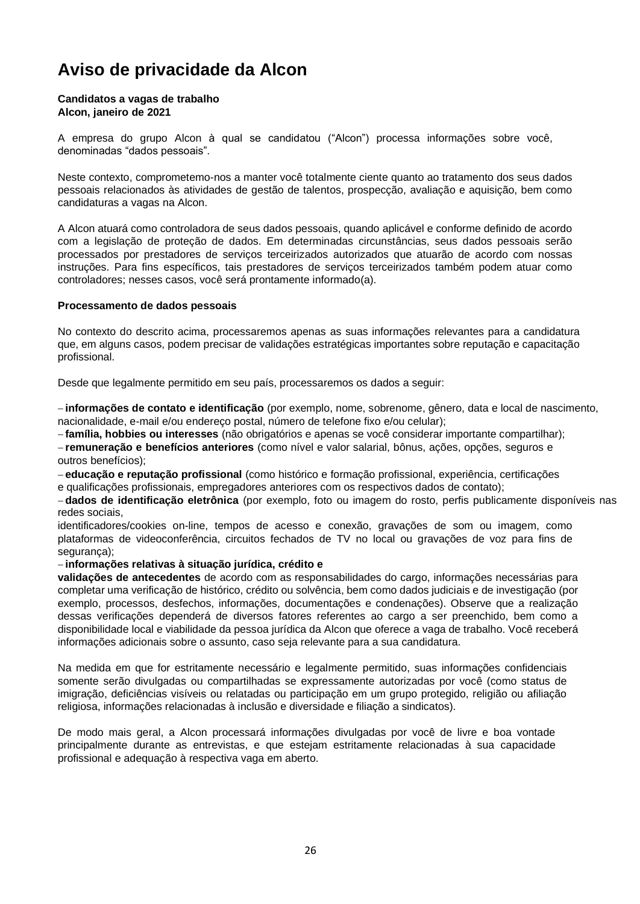# Aviso de privacidade da Alcon

**Candidatos a vagas de trabalho**
**Alcon, janeiro de 2021**

A empresa do grupo Alcon à qual se candidatou ("Alcon") processa informações sobre você, denominadas "dados pessoais".

Neste contexto, comprometemo-nos a manter você totalmente ciente quanto ao tratamento dos seus dados pessoais relacionados às atividades de gestão de talentos, prospecção, avaliação e aquisição, bem como candidaturas a vagas na Alcon.

A Alcon atuará como controladora de seus dados pessoais, quando aplicável e conforme definido de acordo com a legislação de proteção de dados. Em determinadas circunstâncias, seus dados pessoais serão processados por prestadores de serviços terceirizados autorizados que atuarão de acordo com nossas instruções. Para fins específicos, tais prestadores de serviços terceirizados também podem atuar como controladores; nesses casos, você será prontamente informado(a).

**Processamento de dados pessoais**

No contexto do descrito acima, processaremos apenas as suas informações relevantes para a candidatura que, em alguns casos, podem precisar de validações estratégicas importantes sobre reputação e capacitação profissional.

Desde que legalmente permitido em seu país, processaremos os dados a seguir:

– **informações de contato e identificação** (por exemplo, nome, sobrenome, gênero, data e local de nascimento, nacionalidade, e-mail e/ou endereço postal, número de telefone fixo e/ou celular);
– **família, hobbies ou interesses** (não obrigatórios e apenas se você considerar importante compartilhar);
– **remuneração e benefícios anteriores** (como nível e valor salarial, bônus, ações, opções, seguros e outros benefícios);
– **educação e reputação profissional** (como histórico e formação profissional, experiência, certificações e qualificações profissionais, empregadores anteriores com os respectivos dados de contato);
– **dados de identificação eletrônica** (por exemplo, foto ou imagem do rosto, perfis publicamente disponíveis nas redes sociais, identificadores/cookies on-line, tempos de acesso e conexão, gravações de som ou imagem, como plataformas de videoconferência, circuitos fechados de TV no local ou gravações de voz para fins de segurança);
– **informações relativas à situação jurídica, crédito e validações de antecedentes** de acordo com as responsabilidades do cargo, informações necessárias para completar uma verificação de histórico, crédito ou solvência, bem como dados judiciais e de investigação (por exemplo, processos, desfechos, informações, documentações e condenações). Observe que a realização dessas verificações dependerá de diversos fatores referentes ao cargo a ser preenchido, bem como a disponibilidade local e viabilidade da pessoa jurídica da Alcon que oferece a vaga de trabalho. Você receberá informações adicionais sobre o assunto, caso seja relevante para a sua candidatura.

Na medida em que for estritamente necessário e legalmente permitido, suas informações confidenciais somente serão divulgadas ou compartilhadas se expressamente autorizadas por você (como status de imigração, deficiências visíveis ou relatadas ou participação em um grupo protegido, religião ou afiliação religiosa, informações relacionadas à inclusão e diversidade e filiação a sindicatos).

De modo mais geral, a Alcon processará informações divulgadas por você de livre e boa vontade principalmente durante as entrevistas, e que estejam estritamente relacionadas à sua capacidade profissional e adequação à respectiva vaga em aberto.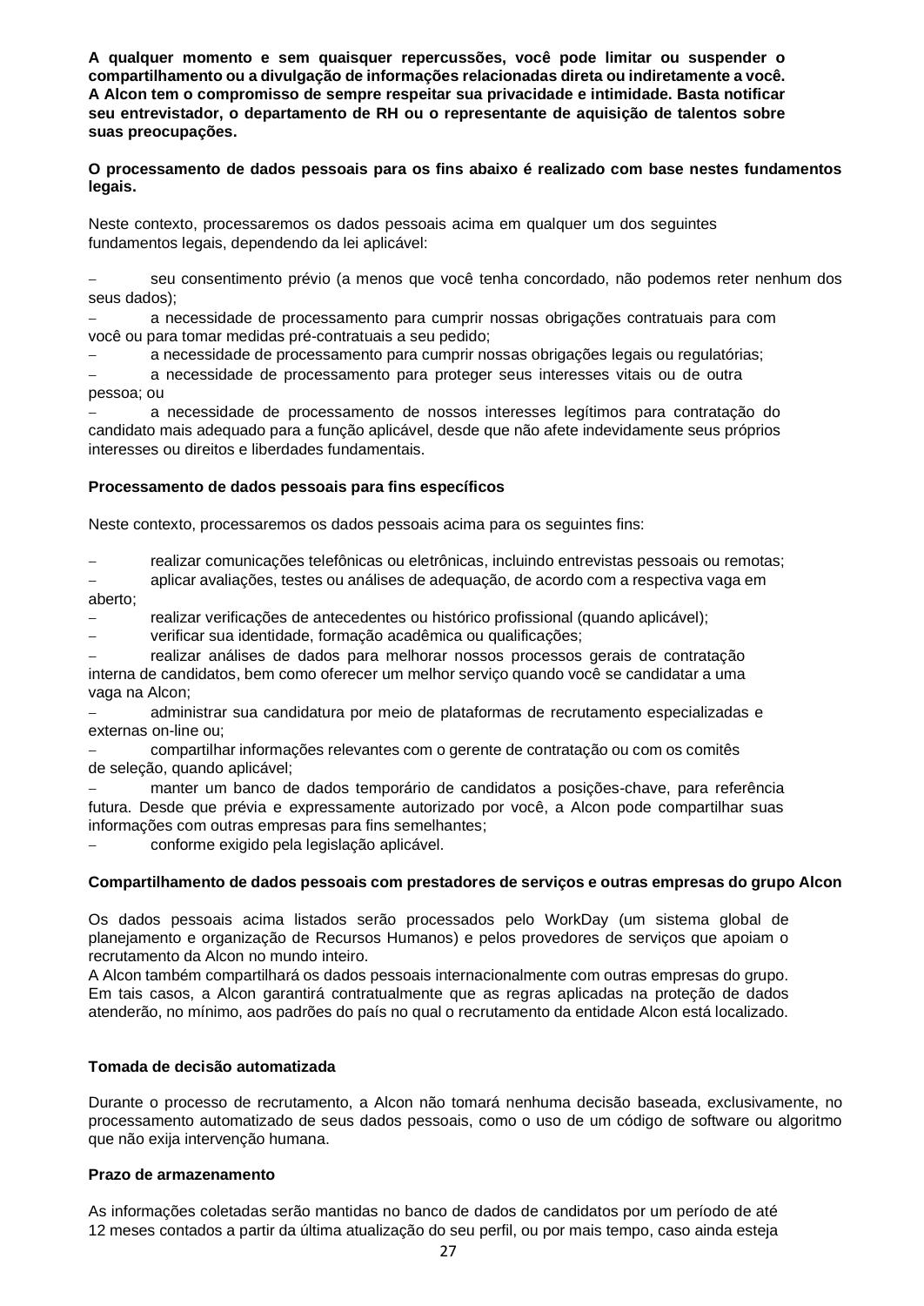**A qualquer momento e sem quaisquer repercussões, você pode limitar ou suspender o compartilhamento ou a divulgação de informações relacionadas direta ou indiretamente a você. A Alcon tem o compromisso de sempre respeitar sua privacidade e intimidade. Basta notificar seu entrevistador, o departamento de RH ou o representante de aquisição de talentos sobre suas preocupações.**

**O processamento de dados pessoais para os fins abaixo é realizado com base nestes fundamentos legais.**

Neste contexto, processaremos os dados pessoais acima em qualquer um dos seguintes fundamentos legais, dependendo da lei aplicável:

- seu consentimento prévio (a menos que você tenha concordado, não podemos reter nenhum dos seus dados);
- a necessidade de processamento para cumprir nossas obrigações contratuais para com você ou para tomar medidas pré-contratuais a seu pedido;
- a necessidade de processamento para cumprir nossas obrigações legais ou regulatórias;
- a necessidade de processamento para proteger seus interesses vitais ou de outra pessoa; ou
- a necessidade de processamento de nossos interesses legítimos para contratação do candidato mais adequado para a função aplicável, desde que não afete indevidamente seus próprios interesses ou direitos e liberdades fundamentais.

**Processamento de dados pessoais para fins específicos**

Neste contexto, processaremos os dados pessoais acima para os seguintes fins:

- realizar comunicações telefônicas ou eletrônicas, incluindo entrevistas pessoais ou remotas;
- aplicar avaliações, testes ou análises de adequação, de acordo com a respectiva vaga em aberto;
- realizar verificações de antecedentes ou histórico profissional (quando aplicável);
- verificar sua identidade, formação acadêmica ou qualificações;
- realizar análises de dados para melhorar nossos processos gerais de contratação interna de candidatos, bem como oferecer um melhor serviço quando você se candidatar a uma vaga na Alcon;
- administrar sua candidatura por meio de plataformas de recrutamento especializadas e externas on-line ou;
- compartilhar informações relevantes com o gerente de contratação ou com os comitês de seleção, quando aplicável;
- manter um banco de dados temporário de candidatos a posições-chave, para referência futura. Desde que prévia e expressamente autorizado por você, a Alcon pode compartilhar suas informações com outras empresas para fins semelhantes;
- conforme exigido pela legislação aplicável.

**Compartilhamento de dados pessoais com prestadores de serviços e outras empresas do grupo Alcon**

Os dados pessoais acima listados serão processados pelo WorkDay (um sistema global de planejamento e organização de Recursos Humanos) e pelos provedores de serviços que apoiam o recrutamento da Alcon no mundo inteiro.
A Alcon também compartilhará os dados pessoais internacionalmente com outras empresas do grupo. Em tais casos, a Alcon garantirá contratualmente que as regras aplicadas na proteção de dados atenderão, no mínimo, aos padrões do país no qual o recrutamento da entidade Alcon está localizado.

**Tomada de decisão automatizada**

Durante o processo de recrutamento, a Alcon não tomará nenhuma decisão baseada, exclusivamente, no processamento automatizado de seus dados pessoais, como o uso de um código de software ou algoritmo que não exija intervenção humana.

**Prazo de armazenamento**

As informações coletadas serão mantidas no banco de dados de candidatos por um período de até 12 meses contados a partir da última atualização do seu perfil, ou por mais tempo, caso ainda esteja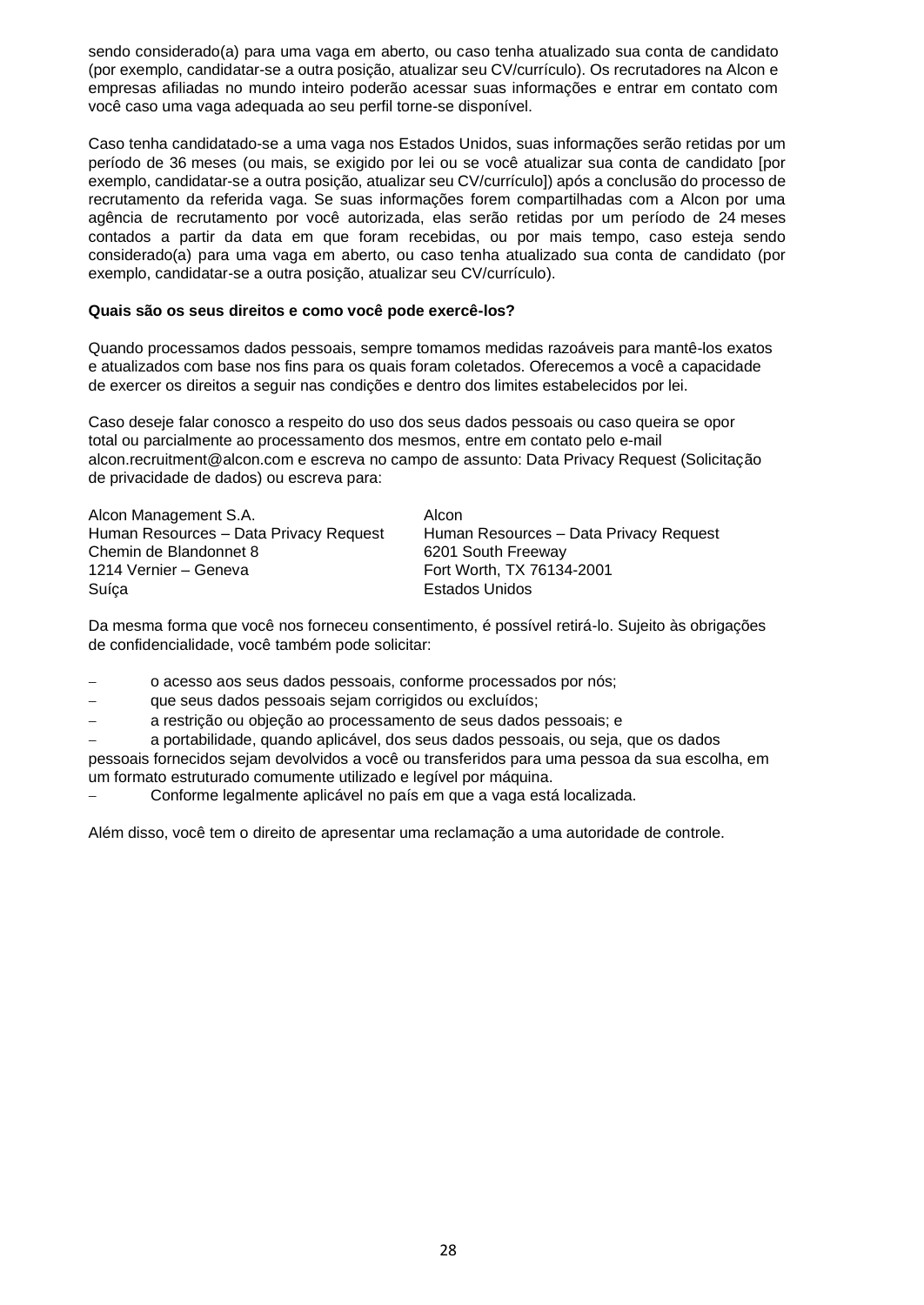sendo considerado(a) para uma vaga em aberto, ou caso tenha atualizado sua conta de candidato (por exemplo, candidatar-se a outra posição, atualizar seu CV/currículo). Os recrutadores na Alcon e empresas afiliadas no mundo inteiro poderão acessar suas informações e entrar em contato com você caso uma vaga adequada ao seu perfil torne-se disponível.

Caso tenha candidatado-se a uma vaga nos Estados Unidos, suas informações serão retidas por um período de 36 meses (ou mais, se exigido por lei ou se você atualizar sua conta de candidato [por exemplo, candidatar-se a outra posição, atualizar seu CV/currículo]) após a conclusão do processo de recrutamento da referida vaga. Se suas informações forem compartilhadas com a Alcon por uma agência de recrutamento por você autorizada, elas serão retidas por um período de 24 meses contados a partir da data em que foram recebidas, ou por mais tempo, caso esteja sendo considerado(a) para uma vaga em aberto, ou caso tenha atualizado sua conta de candidato (por exemplo, candidatar-se a outra posição, atualizar seu CV/currículo).

**Quais são os seus direitos e como você pode exercê-los?**

Quando processamos dados pessoais, sempre tomamos medidas razoáveis para mantê-los exatos e atualizados com base nos fins para os quais foram coletados. Oferecemos a você a capacidade de exercer os direitos a seguir nas condições e dentro dos limites estabelecidos por lei.

Caso deseje falar conosco a respeito do uso dos seus dados pessoais ou caso queira se opor total ou parcialmente ao processamento dos mesmos, entre em contato pelo e-mail alcon.recruitment@alcon.com e escreva no campo de assunto: Data Privacy Request (Solicitação de privacidade de dados) ou escreva para:

Alcon Management S.A.
Human Resources – Data Privacy Request
Chemin de Blandonnet 8
1214 Vernier – Geneva
Suíça

Alcon
Human Resources – Data Privacy Request
6201 South Freeway
Fort Worth, TX 76134-2001
Estados Unidos

Da mesma forma que você nos forneceu consentimento, é possível retirá-lo. Sujeito às obrigações de confidencialidade, você também pode solicitar:

- o acesso aos seus dados pessoais, conforme processados por nós;
- que seus dados pessoais sejam corrigidos ou excluídos;
- a restrição ou objeção ao processamento de seus dados pessoais; e
- a portabilidade, quando aplicável, dos seus dados pessoais, ou seja, que os dados pessoais fornecidos sejam devolvidos a você ou transferidos para uma pessoa da sua escolha, em um formato estruturado comumente utilizado e legível por máquina.
- Conforme legalmente aplicável no país em que a vaga está localizada.

Além disso, você tem o direito de apresentar uma reclamação a uma autoridade de controle.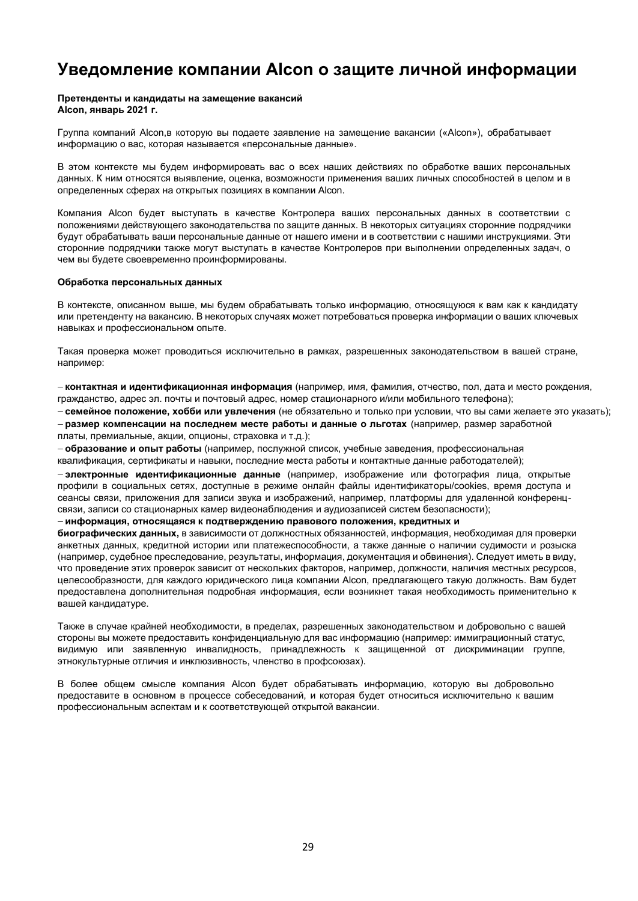# Уведомление компании Alcon о защите личной информации

**Претенденты и кандидаты на замещение вакансий**
**Alcon, январь 2021 г.**

Группа компаний Alcon,в которую вы подаете заявление на замещение вакансии («Alcon»), обрабатывает информацию о вас, которая называется «персональные данные».

В этом контексте мы будем информировать вас о всех наших действиях по обработке ваших персональных данных. К ним относятся выявление, оценка, возможности применения ваших личных способностей в целом и в определенных сферах на открытых позициях в компании Alcon.

Компания Alcon будет выступать в качестве Контролера ваших персональных данных в соответствии с положениями действующего законодательства по защите данных. В некоторых ситуациях сторонние подрядчики будут обрабатывать ваши персональные данные от нашего имени и в соответствии с нашими инструкциями. Эти сторонние подрядчики также могут выступать в качестве Контролеров при выполнении определенных задач, о чем вы будете своевременно проинформированы.

**Обработка персональных данных**

В контексте, описанном выше, мы будем обрабатывать только информацию, относящуюся к вам как к кандидату или претенденту на вакансию. В некоторых случаях может потребоваться проверка информации о ваших ключевых навыках и профессиональном опыте.

Такая проверка может проводиться исключительно в рамках, разрешенных законодательством в вашей стране, например:

– **контактная и идентификационная информация** (например, имя, фамилия, отчество, пол, дата и место рождения, гражданство, адрес эл. почты и почтовый адрес, номер стационарного и/или мобильного телефона);
– **семейное положение, хобби или увлечения** (не обязательно и только при условии, что вы сами желаете это указать);
– **размер компенсации на последнем месте работы и данные о льготах** (например, размер заработной платы, премиальные, акции, опционы, страховка и т.д.);
– **образование и опыт работы** (например, послужной список, учебные заведения, профессиональная квалификация, сертификаты и навыки, последние места работы и контактные данные работодателей);
– **электронные идентификационные данные** (например, изображение или фотография лица, открытые профили в социальных сетях, доступные в режиме онлайн файлы идентификаторы/cookies, время доступа и сеансы связи, приложения для записи звука и изображений, например, платформы для удаленной конференц-связи, записи со стационарных камер видеонаблюдения и аудиозаписей систем безопасности);
– **информация, относящаяся к подтверждению правового положения, кредитных и биографических данных,** в зависимости от должностных обязанностей, информация, необходимая для проверки анкетных данных, кредитной истории или платежеспособности, а также данные о наличии судимости и розыска (например, судебное преследование, результаты, информация, документация и обвинения). Следует иметь в виду, что проведение этих проверок зависит от нескольких факторов, например, должности, наличия местных ресурсов, целесообразности, для каждого юридического лица компании Alcon, предлагающего такую должность. Вам будет предоставлена дополнительная подробная информация, если возникнет такая необходимость применительно к вашей кандидатуре.

Также в случае крайней необходимости, в пределах, разрешенных законодательством и добровольно с вашей стороны вы можете предоставить конфиденциальную для вас информацию (например: иммиграционный статус, видимую или заявленную инвалидность, принадлежность к защищенной от дискриминации группе, этнокультурные отличия и инклюзивность, членство в профсоюзах).

В более общем смысле компания Alcon будет обрабатывать информацию, которую вы добровольно предоставите в основном в процессе собеседований, и которая будет относиться исключительно к вашим профессиональным аспектам и к соответствующей открытой вакансии.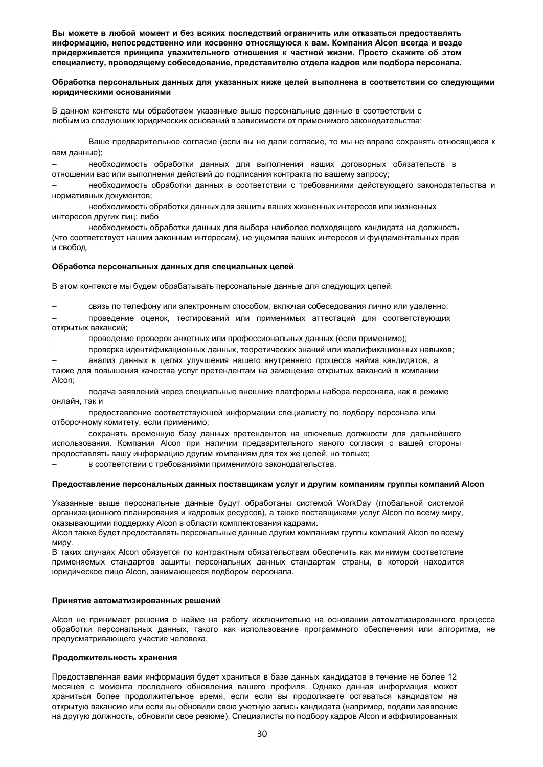**Вы можете в любой момент и без всяких последствий ограничить или отказаться предоставлять информацию, непосредственно или косвенно относящуюся к вам. Компания Alcon всегда и везде придерживается принципа уважительного отношения к частной жизни. Просто скажите об этом специалисту, проводящему собеседование, представителю отдела кадров или подбора персонала.**

**Обработка персональных данных для указанных ниже целей выполнена в соответствии со следующими юридическими основаниями**

В данном контексте мы обработаем указанные выше персональные данные в соответствии с любым из следующих юридических оснований в зависимости от применимого законодательства:

- Ваше предварительное согласие (если вы не дали согласие, то мы не вправе сохранять относящиеся к вам данные);
- необходимость обработки данных для выполнения наших договорных обязательств в отношении вас или выполнения действий до подписания контракта по вашему запросу;
- необходимость обработки данных в соответствии с требованиями действующего законодательства и нормативных документов;
- необходимость обработки данных для защиты ваших жизненных интересов или жизненных интересов других лиц; либо
- необходимость обработки данных для выбора наиболее подходящего кандидата на должность (что соответствует нашим законным интересам), не ущемляя ваших интересов и фундаментальных прав и свобод.

**Обработка персональных данных для специальных целей**

В этом контексте мы будем обрабатывать персональные данные для следующих целей:

- связь по телефону или электронным способом, включая собеседования лично или удаленно;
- проведение оценок, тестирований или применимых аттестаций для соответствующих открытых вакансий;
- проведение проверок анкетных или профессиональных данных (если применимо);
- проверка идентификационных данных, теоретических знаний или квалификационных навыков;
- анализ данных в целях улучшения нашего внутреннего процесса найма кандидатов, а также для повышения качества услуг претендентам на замещение открытых вакансий в компании Alcon;
- подача заявлений через специальные внешние платформы набора персонала, как в режиме онлайн, так и
- предоставление соответствующей информации специалисту по подбору персонала или отборочному комитету, если применимо;
- сохранять временную базу данных претендентов на ключевые должности для дальнейшего использования. Компания Alcon при наличии предварительного явного согласия с вашей стороны предоставлять вашу информацию другим компаниям для тех же целей, но только;
- в соответствии с требованиями применимого законодательства.

**Предоставление персональных данных поставщикам услуг и другим компаниям группы компаний Alcon**

Указанные выше персональные данные будут обработаны системой WorkDay (глобальной системой организационного планирования и кадровых ресурсов), а также поставщиками услуг Alcon по всему миру, оказывающими поддержку Alcon в области комплектования кадрами.

Alcon также будет предоставлять персональные данные другим компаниям группы компаний Alcon по всему миру.

В таких случаях Alcon обязуется по контрактным обязательствам обеспечить как минимум соответствие применяемых стандартов защиты персональных данных стандартам страны, в которой находится юридическое лицо Alcon, занимающееся подбором персонала.

**Принятие автоматизированных решений**

Alcon не принимает решения о найме на работу исключительно на основании автоматизированного процесса обработки персональных данных, такого как использование программного обеспечения или алгоритма, не предусматривающего участие человека.

**Продолжительность хранения**

Предоставленная вами информация будет храниться в базе данных кандидатов в течение не более 12 месяцев с момента последнего обновления вашего профиля. Однако данная информация может храниться более продолжительное время, если если вы продолжаете оставаться кандидатом на открытую вакансию или если вы обновили свою учетную запись кандидата (например, подали заявление на другую должность, обновили свое резюме). Специалисты по подбору кадров Alcon и аффилированных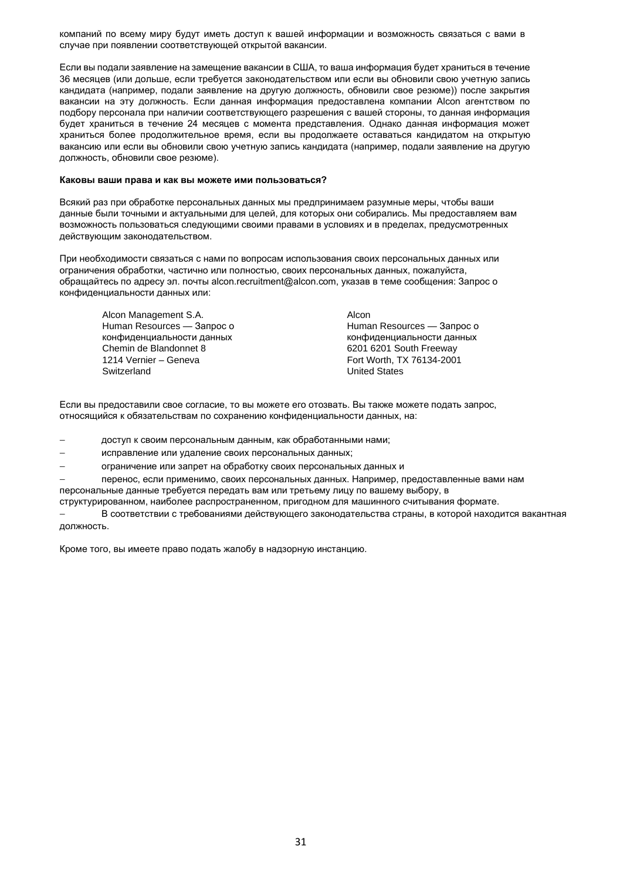компаний по всему миру будут иметь доступ к вашей информации и возможность связаться с вами в случае при появлении соответствующей открытой вакансии.

Если вы подали заявление на замещение вакансии в США, то ваша информация будет храниться в течение 36 месяцев (или дольше, если требуется законодательством или если вы обновили свою учетную запись кандидата (например, подали заявление на другую должность, обновили свое резюме)) после закрытия вакансии на эту должность. Если данная информация предоставлена компании Alcon агентством по подбору персонала при наличии соответствующего разрешения с вашей стороны, то данная информация будет храниться в течение 24 месяцев с момента представления. Однако данная информация может храниться более продолжительное время, если вы продолжаете оставаться кандидатом на открытую вакансию или если вы обновили свою учетную запись кандидата (например, подали заявление на другую должность, обновили свое резюме).

**Каковы ваши права и как вы можете ими пользоваться?**

Всякий раз при обработке персональных данных мы предпринимаем разумные меры, чтобы ваши данные были точными и актуальными для целей, для которых они собирались. Мы предоставляем вам возможность пользоваться следующими своими правами в условиях и в пределах, предусмотренных действующим законодательством.

При необходимости связаться с нами по вопросам использования своих персональных данных или ограничения обработки, частично или полностью, своих персональных данных, пожалуйста, обращайтесь по адресу эл. почты alcon.recruitment@alcon.com, указав в теме сообщения: Запрос о конфиденциальности данных или:

Alcon Management S.A.
Human Resources — Запрос о конфиденциальности данных
Chemin de Blandonnet 8
1214 Vernier – Geneva
Switzerland

Alcon
Human Resources — Запрос о конфиденциальности данных
6201 6201 South Freeway
Fort Worth, TX 76134-2001
United States

Если вы предоставили свое согласие, то вы можете его отозвать. Вы также можете подать запрос, относящийся к обязательствам по сохранению конфиденциальности данных, на:

- доступ к своим персональным данным, как обработанными нами;
- исправление или удаление своих персональных данных;
- ограничение или запрет на обработку своих персональных данных и
- перенос, если применимо, своих персональных данных. Например, предоставленные вами нам персональные данные требуется передать вам или третьему лицу по вашему выбору, в структурированном, наиболее распространенном, пригодном для машинного считывания формате.
- В соответствии с требованиями действующего законодательства страны, в которой находится вакантная должность.

Кроме того, вы имеете право подать жалобу в надзорную инстанцию.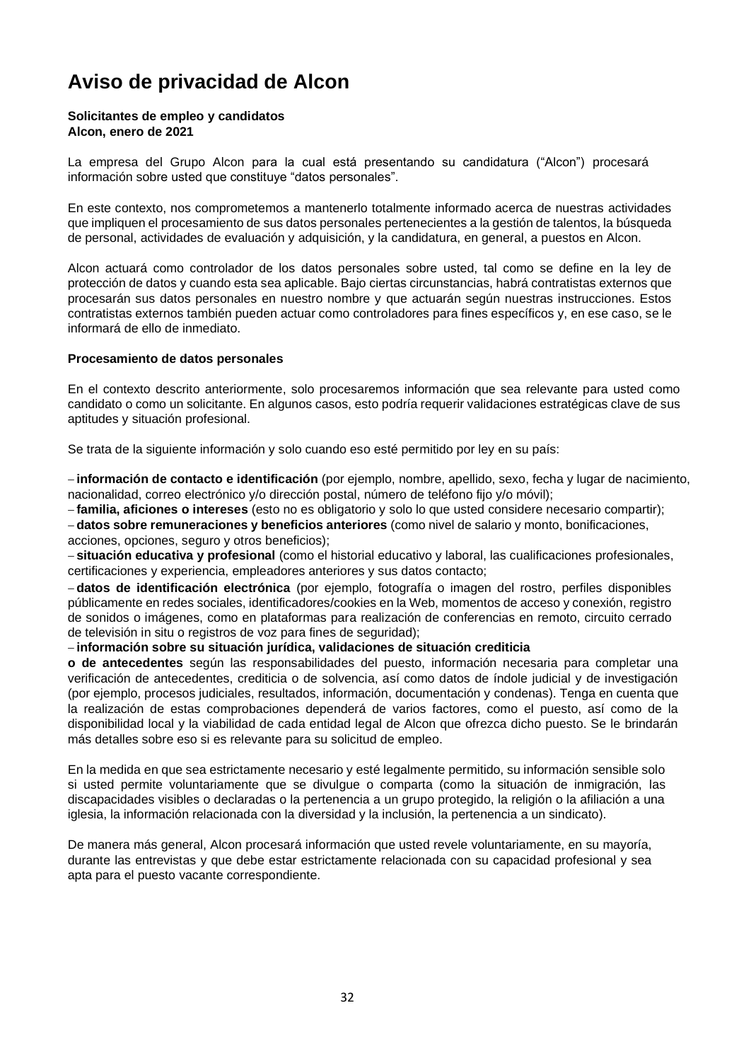# Aviso de privacidad de Alcon

**Solicitantes de empleo y candidatos**
**Alcon, enero de 2021**

La empresa del Grupo Alcon para la cual está presentando su candidatura ("Alcon") procesará información sobre usted que constituye "datos personales".

En este contexto, nos comprometemos a mantenerlo totalmente informado acerca de nuestras actividades que impliquen el procesamiento de sus datos personales pertenecientes a la gestión de talentos, la búsqueda de personal, actividades de evaluación y adquisición, y la candidatura, en general, a puestos en Alcon.

Alcon actuará como controlador de los datos personales sobre usted, tal como se define en la ley de protección de datos y cuando esta sea aplicable. Bajo ciertas circunstancias, habrá contratistas externos que procesarán sus datos personales en nuestro nombre y que actuarán según nuestras instrucciones. Estos contratistas externos también pueden actuar como controladores para fines específicos y, en ese caso, se le informará de ello de inmediato.

**Procesamiento de datos personales**

En el contexto descrito anteriormente, solo procesaremos información que sea relevante para usted como candidato o como un solicitante. En algunos casos, esto podría requerir validaciones estratégicas clave de sus aptitudes y situación profesional.

Se trata de la siguiente información y solo cuando eso esté permitido por ley en su país:

– **información de contacto e identificación** (por ejemplo, nombre, apellido, sexo, fecha y lugar de nacimiento, nacionalidad, correo electrónico y/o dirección postal, número de teléfono fijo y/o móvil);
– **familia, aficiones o intereses** (esto no es obligatorio y solo lo que usted considere necesario compartir);
– **datos sobre remuneraciones y beneficios anteriores** (como nivel de salario y monto, bonificaciones, acciones, opciones, seguro y otros beneficios);
– **situación educativa y profesional** (como el historial educativo y laboral, las cualificaciones profesionales, certificaciones y experiencia, empleadores anteriores y sus datos contacto;
– **datos de identificación electrónica** (por ejemplo, fotografía o imagen del rostro, perfiles disponibles públicamente en redes sociales, identificadores/cookies en la Web, momentos de acceso y conexión, registro de sonidos o imágenes, como en plataformas para realización de conferencias en remoto, circuito cerrado de televisión in situ o registros de voz para fines de seguridad);
– **información sobre su situación jurídica, validaciones de situación crediticia o de antecedentes** según las responsabilidades del puesto, información necesaria para completar una verificación de antecedentes, crediticia o de solvencia, así como datos de índole judicial y de investigación (por ejemplo, procesos judiciales, resultados, información, documentación y condenas). Tenga en cuenta que la realización de estas comprobaciones dependerá de varios factores, como el puesto, así como de la disponibilidad local y la viabilidad de cada entidad legal de Alcon que ofrezca dicho puesto. Se le brindarán más detalles sobre eso si es relevante para su solicitud de empleo.

En la medida en que sea estrictamente necesario y esté legalmente permitido, su información sensible solo si usted permite voluntariamente que se divulgue o comparta (como la situación de inmigración, las discapacidades visibles o declaradas o la pertenencia a un grupo protegido, la religión o la afiliación a una iglesia, la información relacionada con la diversidad y la inclusión, la pertenencia a un sindicato).

De manera más general, Alcon procesará información que usted revele voluntariamente, en su mayoría, durante las entrevistas y que debe estar estrictamente relacionada con su capacidad profesional y sea apta para el puesto vacante correspondiente.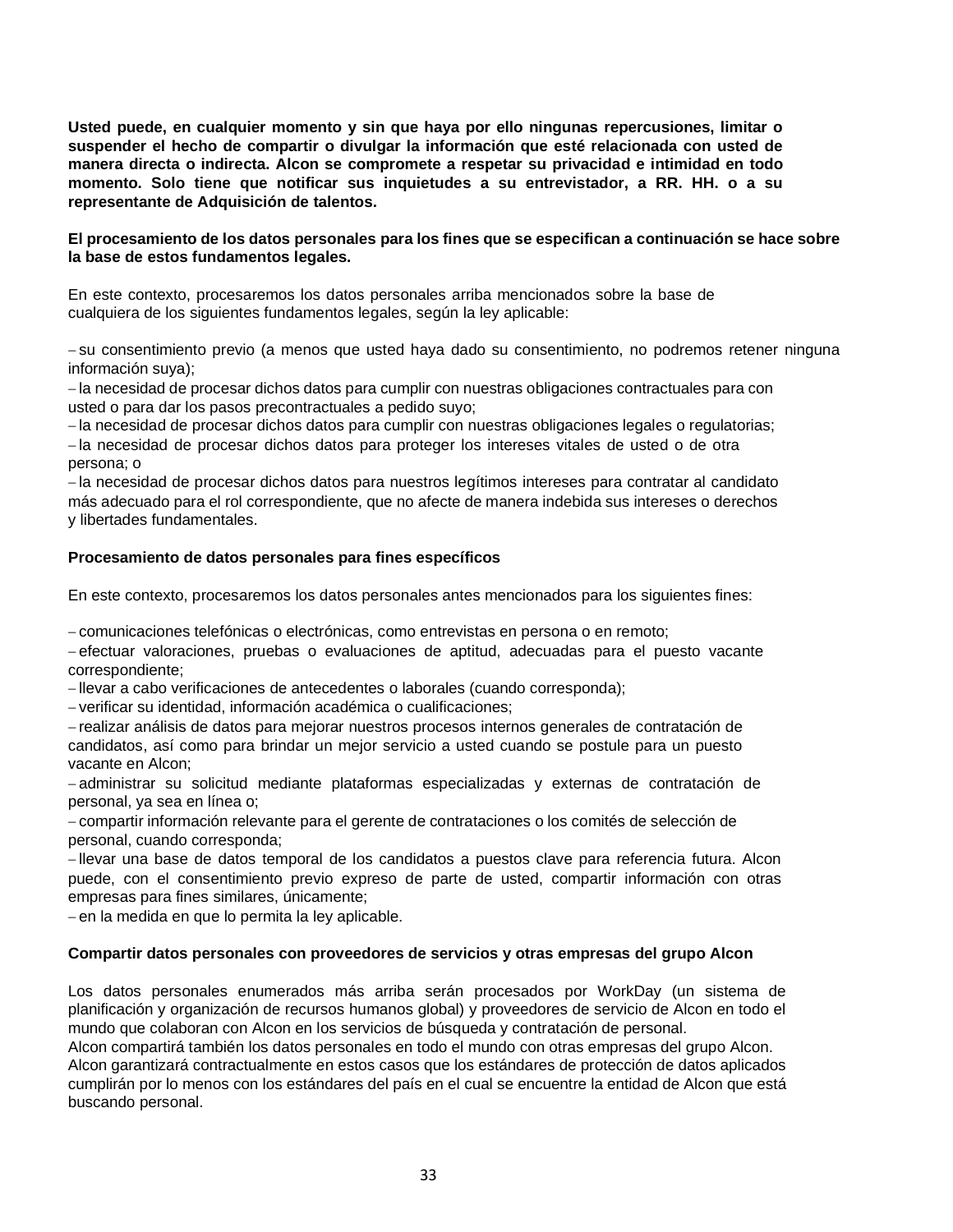**Usted puede, en cualquier momento y sin que haya por ello ningunas repercusiones, limitar o suspender el hecho de compartir o divulgar la información que esté relacionada con usted de manera directa o indirecta. Alcon se compromete a respetar su privacidad e intimidad en todo momento. Solo tiene que notificar sus inquietudes a su entrevistador, a RR. HH. o a su representante de Adquisición de talentos.**

**El procesamiento de los datos personales para los fines que se especifican a continuación se hace sobre la base de estos fundamentos legales.**

En este contexto, procesaremos los datos personales arriba mencionados sobre la base de cualquiera de los siguientes fundamentos legales, según la ley aplicable:

- su consentimiento previo (a menos que usted haya dado su consentimiento, no podremos retener ninguna información suya);
- la necesidad de procesar dichos datos para cumplir con nuestras obligaciones contractuales para con usted o para dar los pasos precontractuales a pedido suyo;
- la necesidad de procesar dichos datos para cumplir con nuestras obligaciones legales o regulatorias;
- la necesidad de procesar dichos datos para proteger los intereses vitales de usted o de otra persona; o
- la necesidad de procesar dichos datos para nuestros legítimos intereses para contratar al candidato más adecuado para el rol correspondiente, que no afecte de manera indebida sus intereses o derechos y libertades fundamentales.

**Procesamiento de datos personales para fines específicos**

En este contexto, procesaremos los datos personales antes mencionados para los siguientes fines:

- comunicaciones telefónicas o electrónicas, como entrevistas en persona o en remoto;
- efectuar valoraciones, pruebas o evaluaciones de aptitud, adecuadas para el puesto vacante correspondiente;
- llevar a cabo verificaciones de antecedentes o laborales (cuando corresponda);
- verificar su identidad, información académica o cualificaciones;
- realizar análisis de datos para mejorar nuestros procesos internos generales de contratación de candidatos, así como para brindar un mejor servicio a usted cuando se postule para un puesto vacante en Alcon;
- administrar su solicitud mediante plataformas especializadas y externas de contratación de personal, ya sea en línea o;
- compartir información relevante para el gerente de contrataciones o los comités de selección de personal, cuando corresponda;
- llevar una base de datos temporal de los candidatos a puestos clave para referencia futura. Alcon puede, con el consentimiento previo expreso de parte de usted, compartir información con otras empresas para fines similares, únicamente;
- en la medida en que lo permita la ley aplicable.

**Compartir datos personales con proveedores de servicios y otras empresas del grupo Alcon**

Los datos personales enumerados más arriba serán procesados por WorkDay (un sistema de planificación y organización de recursos humanos global) y proveedores de servicio de Alcon en todo el mundo que colaboran con Alcon en los servicios de búsqueda y contratación de personal.
Alcon compartirá también los datos personales en todo el mundo con otras empresas del grupo Alcon.
Alcon garantizará contractualmente en estos casos que los estándares de protección de datos aplicados cumplirán por lo menos con los estándares del país en el cual se encuentre la entidad de Alcon que está buscando personal.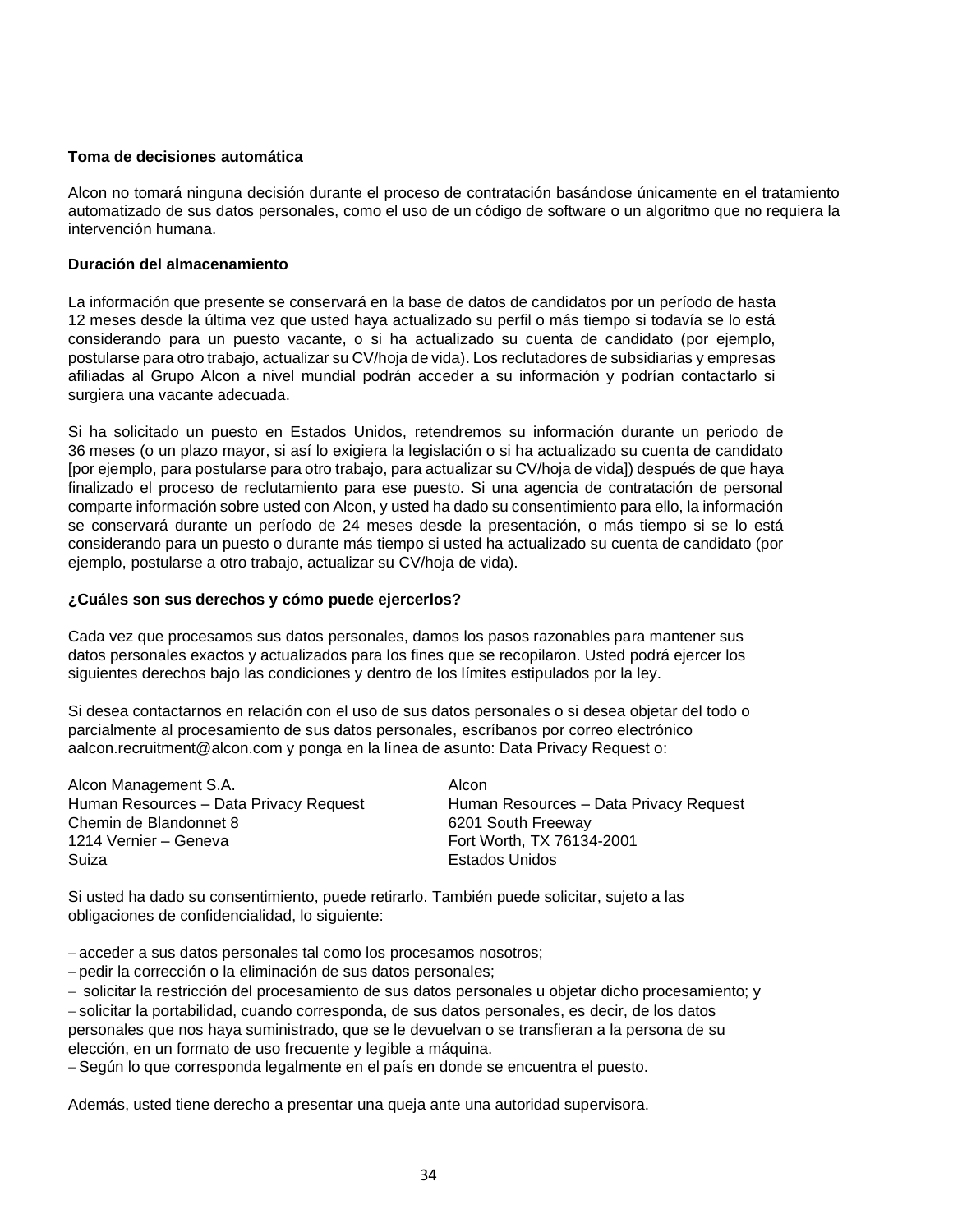**Toma de decisiones automática**

Alcon no tomará ninguna decisión durante el proceso de contratación basándose únicamente en el tratamiento automatizado de sus datos personales, como el uso de un código de software o un algoritmo que no requiera la intervención humana.

**Duración del almacenamiento**

La información que presente se conservará en la base de datos de candidatos por un período de hasta 12 meses desde la última vez que usted haya actualizado su perfil o más tiempo si todavía se lo está considerando para un puesto vacante, o si ha actualizado su cuenta de candidato (por ejemplo, postularse para otro trabajo, actualizar su CV/hoja de vida). Los reclutadores de subsidiarias y empresas afiliadas al Grupo Alcon a nivel mundial podrán acceder a su información y podrían contactarlo si surgiera una vacante adecuada.

Si ha solicitado un puesto en Estados Unidos, retendremos su información durante un periodo de 36 meses (o un plazo mayor, si así lo exigiera la legislación o si ha actualizado su cuenta de candidato [por ejemplo, para postularse para otro trabajo, para actualizar su CV/hoja de vida]) después de que haya finalizado el proceso de reclutamiento para ese puesto. Si una agencia de contratación de personal comparte información sobre usted con Alcon, y usted ha dado su consentimiento para ello, la información se conservará durante un período de 24 meses desde la presentación, o más tiempo si se lo está considerando para un puesto o durante más tiempo si usted ha actualizado su cuenta de candidato (por ejemplo, postularse a otro trabajo, actualizar su CV/hoja de vida).

**¿Cuáles son sus derechos y cómo puede ejercerlos?**

Cada vez que procesamos sus datos personales, damos los pasos razonables para mantener sus datos personales exactos y actualizados para los fines que se recopilaron. Usted podrá ejercer los siguientes derechos bajo las condiciones y dentro de los límites estipulados por la ley.

Si desea contactarnos en relación con el uso de sus datos personales o si desea objetar del todo o parcialmente al procesamiento de sus datos personales, escríbanos por correo electrónico aalcon.recruitment@alcon.com y ponga en la línea de asunto: Data Privacy Request o:

Alcon Management S.A.
Human Resources – Data Privacy Request
Chemin de Blandonnet 8
1214 Vernier – Geneva
Suiza

Alcon
Human Resources – Data Privacy Request
6201 South Freeway
Fort Worth, TX 76134-2001
Estados Unidos

Si usted ha dado su consentimiento, puede retirarlo. También puede solicitar, sujeto a las obligaciones de confidencialidad, lo siguiente:

– acceder a sus datos personales tal como los procesamos nosotros;
– pedir la corrección o la eliminación de sus datos personales;
– solicitar la restricción del procesamiento de sus datos personales u objetar dicho procesamiento; y
– solicitar la portabilidad, cuando corresponda, de sus datos personales, es decir, de los datos personales que nos haya suministrado, que se le devuelvan o se transfieran a la persona de su elección, en un formato de uso frecuente y legible a máquina.
– Según lo que corresponda legalmente en el país en donde se encuentra el puesto.

Además, usted tiene derecho a presentar una queja ante una autoridad supervisora.